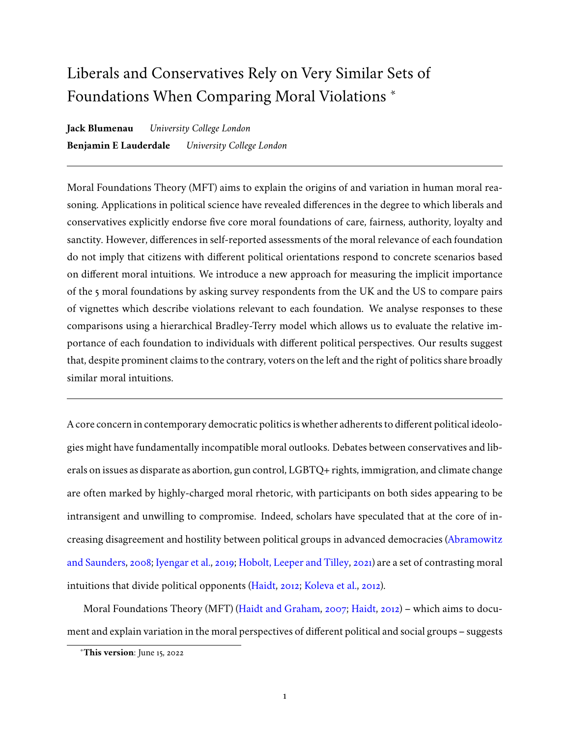# Liberals and Conservatives Rely on Very Similar Sets of Foundations When Comparing Moral Violations *

**Jack Blumenau** *University College London*

**Benjamin E Lauderdale** *University College London*

---

Moral Foundations Theory (MFT) aims to explain the origins of and variation in human moral reasoning. Applications in political science have revealed differences in the degree to which liberals and conservatives explicitly endorse five core moral foundations of care, fairness, authority, loyalty and sanctity. However, differences in self-reported assessments of the moral relevance of each foundation do not imply that citizens with different political orientations respond to concrete scenarios based on different moral intuitions. We introduce a new approach for measuring the implicit importance of the 5 moral foundations by asking survey respondents from the UK and the US to compare pairs of vignettes which describe violations relevant to each foundation. We analyse responses to these comparisons using a hierarchical Bradley-Terry model which allows us to evaluate the relative importance of each foundation to individuals with different political perspectives. Our results suggest that, despite prominent claims to the contrary, voters on the left and the right of politics share broadly similar moral intuitions.

---

A core concern in contemporary democratic politics is whether adherents to different political ideologies might have fundamentally incompatible moral outlooks. Debates between conservatives and liberals on issues as disparate as abortion, gun control, LGBTQ+ rights, immigration, and climate change are often marked by highly-charged moral rhetoric, with participants on both sides appearing to be intransigent and unwilling to compromise. Indeed, scholars have speculated that at the core of increasing disagreement and hostility between political groups in advanced democracies (Abramowitz and Saunders, 2008; Iyengar et al., 2019; Hobolt, Leeper and Tilley, 2021) are a set of contrasting moral intuitions that divide political opponents (Haidt, 2012; Koleva et al., 2012).

Moral Foundations Theory (MFT) (Haidt and Graham, 2007; Haidt, 2012) – which aims to document and explain variation in the moral perspectives of different political and social groups – suggests

*This version: June 15, 2022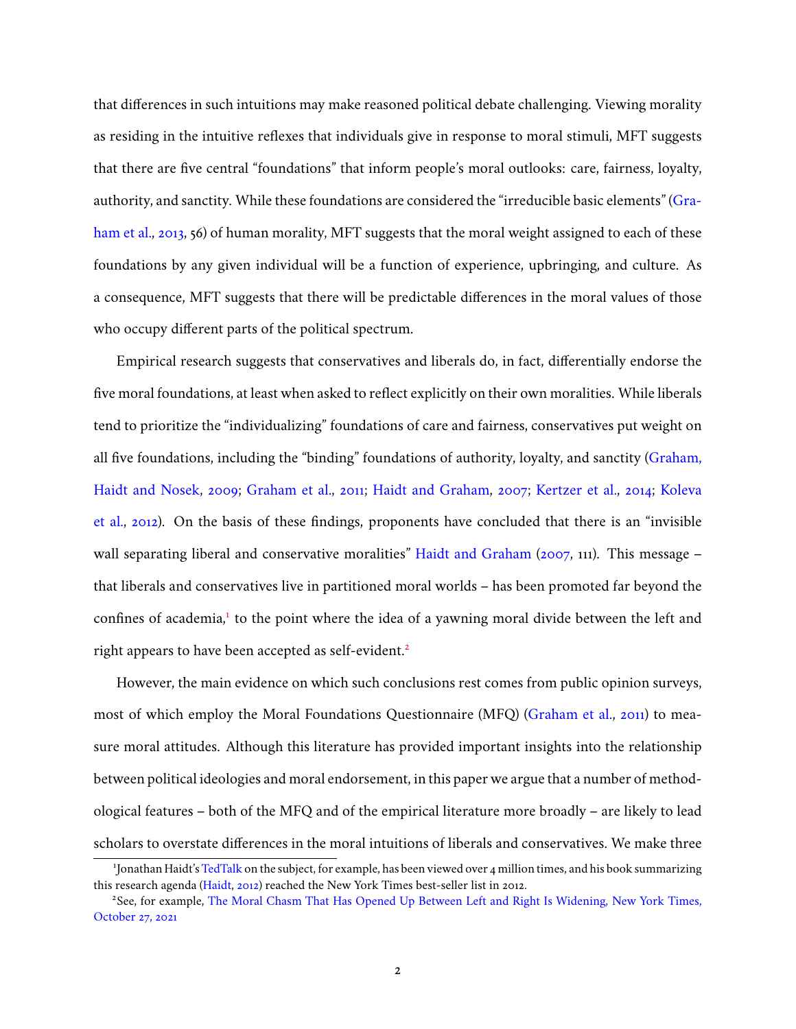that differences in such intuitions may make reasoned political debate challenging. Viewing morality as residing in the intuitive reflexes that individuals give in response to moral stimuli, MFT suggests that there are five central "foundations" that inform people's moral outlooks: care, fairness, loyalty, authority, and sanctity. While these foundations are considered the "irreducible basic elements" (Graham et al., 2013, 56) of human morality, MFT suggests that the moral weight assigned to each of these foundations by any given individual will be a function of experience, upbringing, and culture. As a consequence, MFT suggests that there will be predictable differences in the moral values of those who occupy different parts of the political spectrum.

Empirical research suggests that conservatives and liberals do, in fact, differentially endorse the five moral foundations, at least when asked to reflect explicitly on their own moralities. While liberals tend to prioritize the "individualizing" foundations of care and fairness, conservatives put weight on all five foundations, including the "binding" foundations of authority, loyalty, and sanctity (Graham, Haidt and Nosek, 2009; Graham et al., 2011; Haidt and Graham, 2007; Kertzer et al., 2014; Koleva et al., 2012). On the basis of these findings, proponents have concluded that there is an "invisible wall separating liberal and conservative moralities" Haidt and Graham (2007, 111). This message – that liberals and conservatives live in partitioned moral worlds – has been promoted far beyond the confines of academia,[1] to the point where the idea of a yawning moral divide between the left and right appears to have been accepted as self-evident.[2]

However, the main evidence on which such conclusions rest comes from public opinion surveys, most of which employ the Moral Foundations Questionnaire (MFQ) (Graham et al., 2011) to measure moral attitudes. Although this literature has provided important insights into the relationship between political ideologies and moral endorsement, in this paper we argue that a number of methodological features – both of the MFQ and of the empirical literature more broadly – are likely to lead scholars to overstate differences in the moral intuitions of liberals and conservatives. We make three

[1] Jonathan Haidt's TedTalk on the subject, for example, has been viewed over 4 million times, and his book summarizing this research agenda (Haidt, 2012) reached the New York Times best-seller list in 2012.

[2] See, for example, The Moral Chasm That Has Opened Up Between Left and Right Is Widening, New York Times, October 27, 2021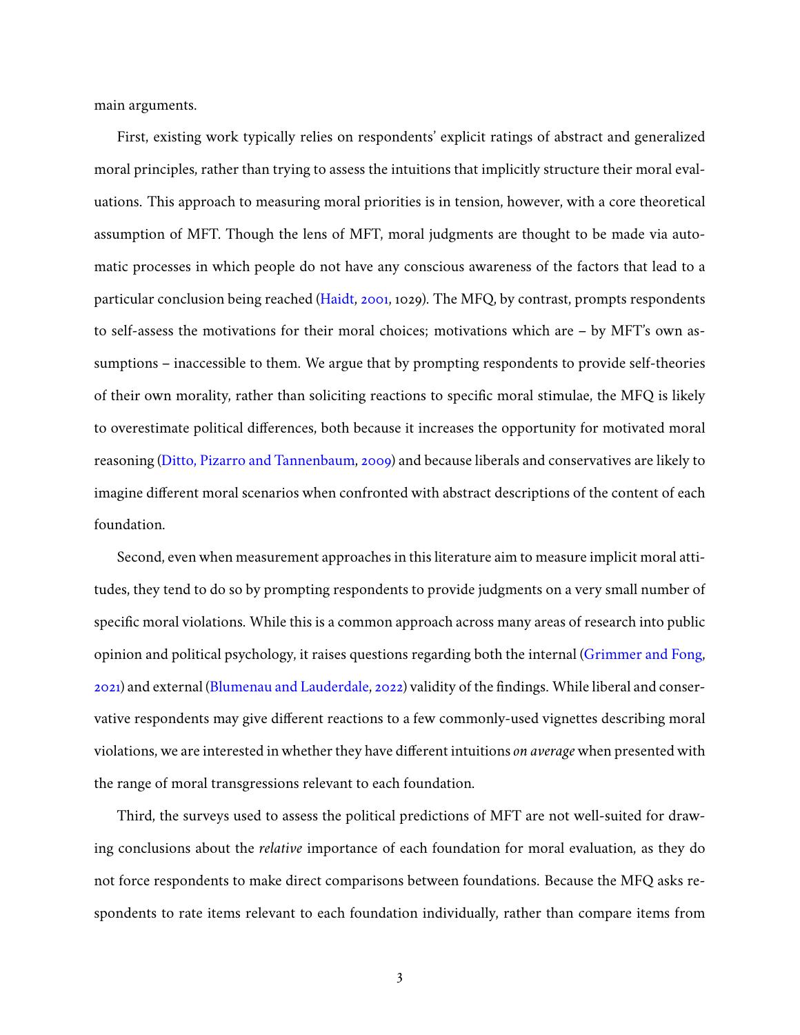main arguments.

First, existing work typically relies on respondents' explicit ratings of abstract and generalized moral principles, rather than trying to assess the intuitions that implicitly structure their moral evaluations. This approach to measuring moral priorities is in tension, however, with a core theoretical assumption of MFT. Though the lens of MFT, moral judgments are thought to be made via automatic processes in which people do not have any conscious awareness of the factors that lead to a particular conclusion being reached (Haidt, 2001, 1029). The MFQ, by contrast, prompts respondents to self-assess the motivations for their moral choices; motivations which are – by MFT's own assumptions – inaccessible to them. We argue that by prompting respondents to provide self-theories of their own morality, rather than soliciting reactions to specific moral stimulae, the MFQ is likely to overestimate political differences, both because it increases the opportunity for motivated moral reasoning (Ditto, Pizarro and Tannenbaum, 2009) and because liberals and conservatives are likely to imagine different moral scenarios when confronted with abstract descriptions of the content of each foundation.

Second, even when measurement approaches in this literature aim to measure implicit moral attitudes, they tend to do so by prompting respondents to provide judgments on a very small number of specific moral violations. While this is a common approach across many areas of research into public opinion and political psychology, it raises questions regarding both the internal (Grimmer and Fong, 2021) and external (Blumenau and Lauderdale, 2022) validity of the findings. While liberal and conservative respondents may give different reactions to a few commonly-used vignettes describing moral violations, we are interested in whether they have different intuitions *on average* when presented with the range of moral transgressions relevant to each foundation.

Third, the surveys used to assess the political predictions of MFT are not well-suited for drawing conclusions about the *relative* importance of each foundation for moral evaluation, as they do not force respondents to make direct comparisons between foundations. Because the MFQ asks respondents to rate items relevant to each foundation individually, rather than compare items from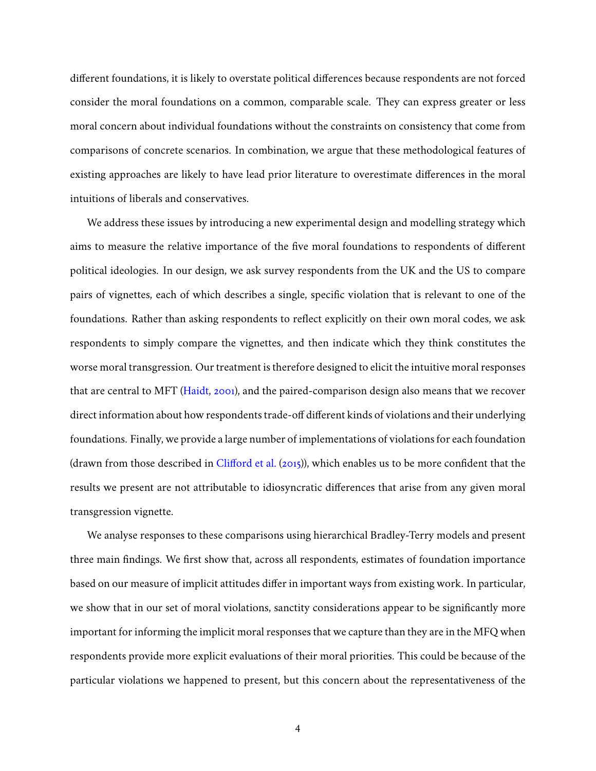different foundations, it is likely to overstate political differences because respondents are not forced consider the moral foundations on a common, comparable scale. They can express greater or less moral concern about individual foundations without the constraints on consistency that come from comparisons of concrete scenarios. In combination, we argue that these methodological features of existing approaches are likely to have lead prior literature to overestimate differences in the moral intuitions of liberals and conservatives.

We address these issues by introducing a new experimental design and modelling strategy which aims to measure the relative importance of the five moral foundations to respondents of different political ideologies. In our design, we ask survey respondents from the UK and the US to compare pairs of vignettes, each of which describes a single, specific violation that is relevant to one of the foundations. Rather than asking respondents to reflect explicitly on their own moral codes, we ask respondents to simply compare the vignettes, and then indicate which they think constitutes the worse moral transgression. Our treatment is therefore designed to elicit the intuitive moral responses that are central to MFT (Haidt, 2001), and the paired-comparison design also means that we recover direct information about how respondents trade-off different kinds of violations and their underlying foundations. Finally, we provide a large number of implementations of violations for each foundation (drawn from those described in Clifford et al. (2015)), which enables us to be more confident that the results we present are not attributable to idiosyncratic differences that arise from any given moral transgression vignette.

We analyse responses to these comparisons using hierarchical Bradley-Terry models and present three main findings. We first show that, across all respondents, estimates of foundation importance based on our measure of implicit attitudes differ in important ways from existing work. In particular, we show that in our set of moral violations, sanctity considerations appear to be significantly more important for informing the implicit moral responses that we capture than they are in the MFQ when respondents provide more explicit evaluations of their moral priorities. This could be because of the particular violations we happened to present, but this concern about the representativeness of the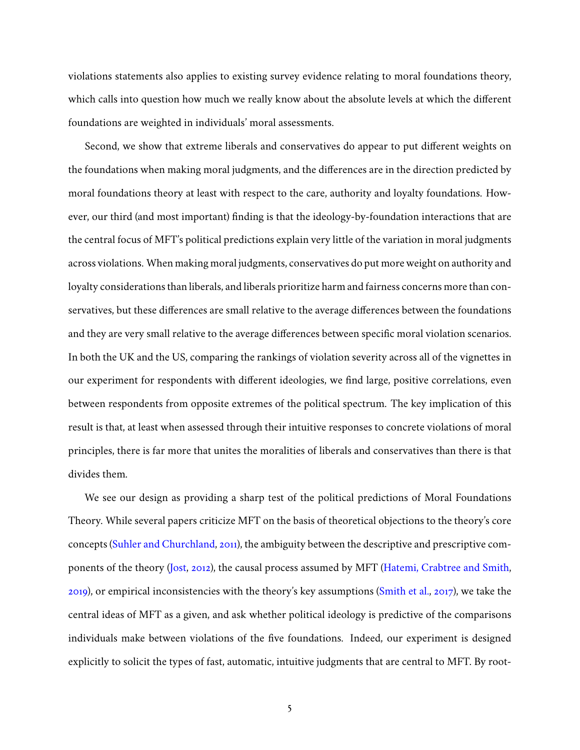violations statements also applies to existing survey evidence relating to moral foundations theory, which calls into question how much we really know about the absolute levels at which the different foundations are weighted in individuals' moral assessments.

Second, we show that extreme liberals and conservatives do appear to put different weights on the foundations when making moral judgments, and the differences are in the direction predicted by moral foundations theory at least with respect to the care, authority and loyalty foundations. However, our third (and most important) finding is that the ideology-by-foundation interactions that are the central focus of MFT's political predictions explain very little of the variation in moral judgments across violations. When making moral judgments, conservatives do put more weight on authority and loyalty considerations than liberals, and liberals prioritize harm and fairness concerns more than conservatives, but these differences are small relative to the average differences between the foundations and they are very small relative to the average differences between specific moral violation scenarios. In both the UK and the US, comparing the rankings of violation severity across all of the vignettes in our experiment for respondents with different ideologies, we find large, positive correlations, even between respondents from opposite extremes of the political spectrum. The key implication of this result is that, at least when assessed through their intuitive responses to concrete violations of moral principles, there is far more that unites the moralities of liberals and conservatives than there is that divides them.

We see our design as providing a sharp test of the political predictions of Moral Foundations Theory. While several papers criticize MFT on the basis of theoretical objections to the theory's core concepts (Suhler and Churchland, 2011), the ambiguity between the descriptive and prescriptive components of the theory (Jost, 2012), the causal process assumed by MFT (Hatemi, Crabtree and Smith, 2019), or empirical inconsistencies with the theory's key assumptions (Smith et al., 2017), we take the central ideas of MFT as a given, and ask whether political ideology is predictive of the comparisons individuals make between violations of the five foundations. Indeed, our experiment is designed explicitly to solicit the types of fast, automatic, intuitive judgments that are central to MFT. By root-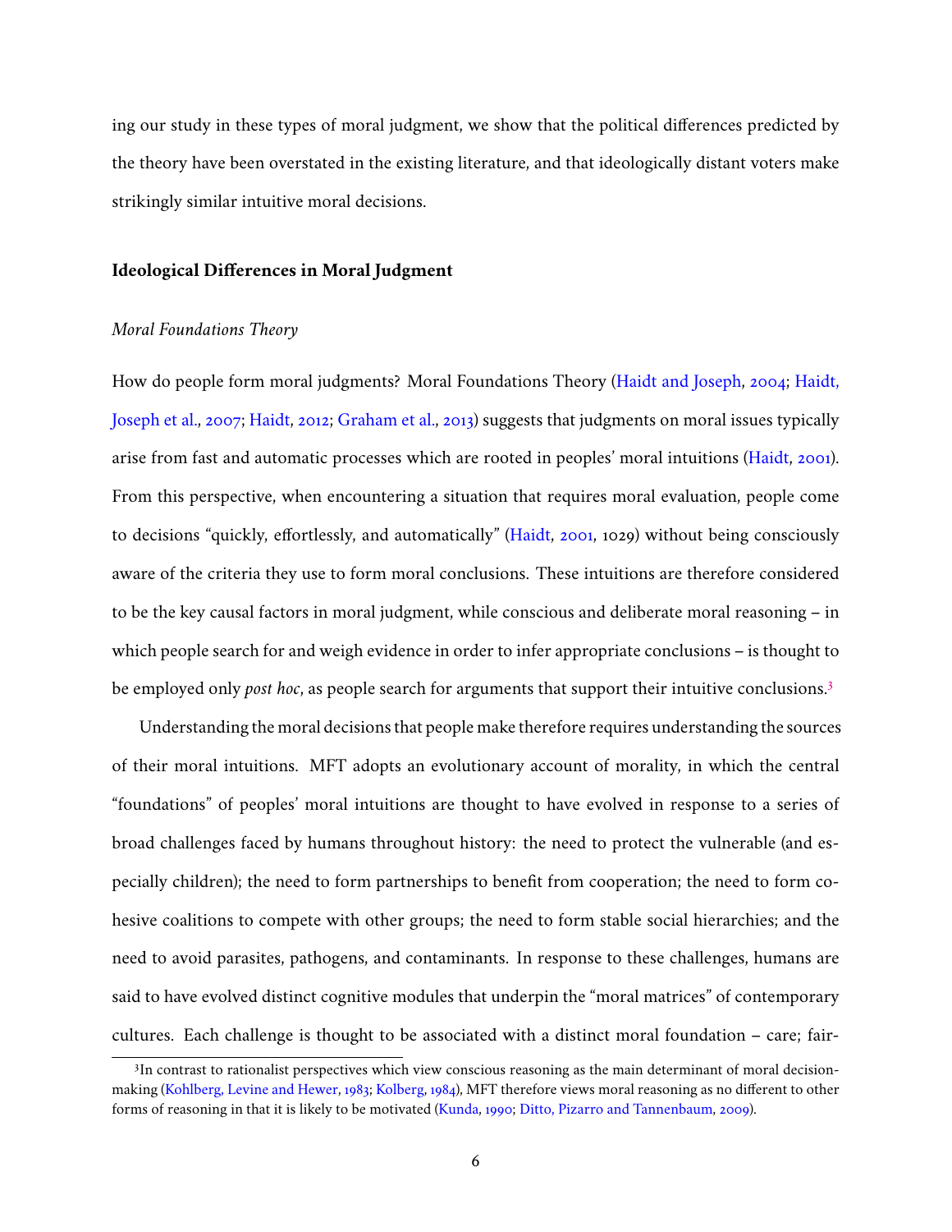ing our study in these types of moral judgment, we show that the political differences predicted by the theory have been overstated in the existing literature, and that ideologically distant voters make strikingly similar intuitive moral decisions.

## Ideological Differences in Moral Judgment

### *Moral Foundations Theory*

How do people form moral judgments? Moral Foundations Theory (Haidt and Joseph, 2004; Haidt, Joseph et al., 2007; Haidt, 2012; Graham et al., 2013) suggests that judgments on moral issues typically arise from fast and automatic processes which are rooted in peoples' moral intuitions (Haidt, 2001). From this perspective, when encountering a situation that requires moral evaluation, people come to decisions "quickly, effortlessly, and automatically" (Haidt, 2001, 1029) without being consciously aware of the criteria they use to form moral conclusions. These intuitions are therefore considered to be the key causal factors in moral judgment, while conscious and deliberate moral reasoning – in which people search for and weigh evidence in order to infer appropriate conclusions – is thought to be employed only *post hoc*, as people search for arguments that support their intuitive conclusions.[3]

Understanding the moral decisions that people make therefore requires understanding the sources of their moral intuitions. MFT adopts an evolutionary account of morality, in which the central "foundations" of peoples' moral intuitions are thought to have evolved in response to a series of broad challenges faced by humans throughout history: the need to protect the vulnerable (and especially children); the need to form partnerships to benefit from cooperation; the need to form cohesive coalitions to compete with other groups; the need to form stable social hierarchies; and the need to avoid parasites, pathogens, and contaminants. In response to these challenges, humans are said to have evolved distinct cognitive modules that underpin the "moral matrices" of contemporary cultures. Each challenge is thought to be associated with a distinct moral foundation – care; fair-

[3] In contrast to rationalist perspectives which view conscious reasoning as the main determinant of moral decision-making (Kohlberg, Levine and Hewer, 1983; Kolberg, 1984), MFT therefore views moral reasoning as no different to other forms of reasoning in that it is likely to be motivated (Kunda, 1990; Ditto, Pizarro and Tannenbaum, 2009).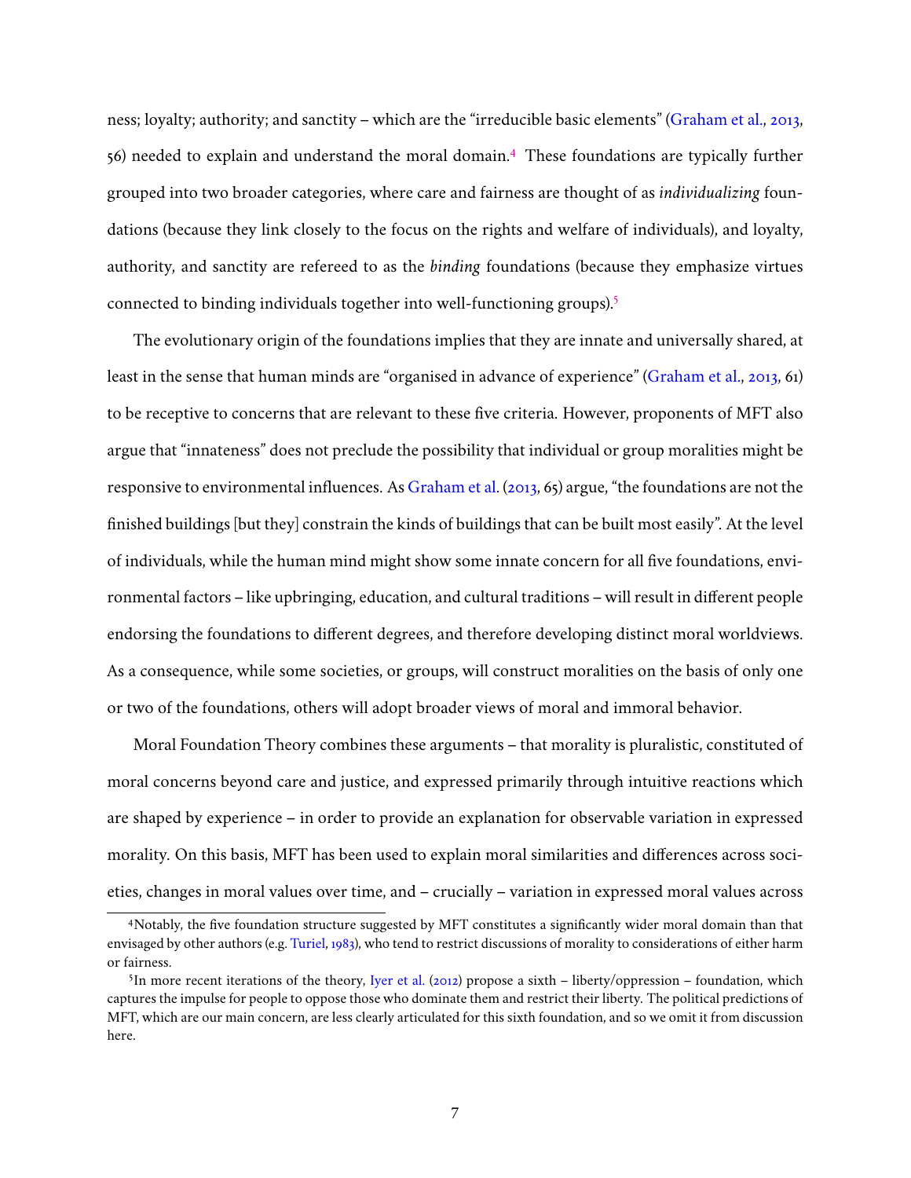ness; loyalty; authority; and sanctity – which are the "irreducible basic elements" (Graham et al., 2013, 56) needed to explain and understand the moral domain.[4] These foundations are typically further grouped into two broader categories, where care and fairness are thought of as *individualizing* foundations (because they link closely to the focus on the rights and welfare of individuals), and loyalty, authority, and sanctity are refereed to as the *binding* foundations (because they emphasize virtues connected to binding individuals together into well-functioning groups).[5]

The evolutionary origin of the foundations implies that they are innate and universally shared, at least in the sense that human minds are "organised in advance of experience" (Graham et al., 2013, 61) to be receptive to concerns that are relevant to these five criteria. However, proponents of MFT also argue that "innateness" does not preclude the possibility that individual or group moralities might be responsive to environmental influences. As Graham et al. (2013, 65) argue, "the foundations are not the finished buildings [but they] constrain the kinds of buildings that can be built most easily". At the level of individuals, while the human mind might show some innate concern for all five foundations, environmental factors – like upbringing, education, and cultural traditions – will result in different people endorsing the foundations to different degrees, and therefore developing distinct moral worldviews. As a consequence, while some societies, or groups, will construct moralities on the basis of only one or two of the foundations, others will adopt broader views of moral and immoral behavior.

Moral Foundation Theory combines these arguments – that morality is pluralistic, constituted of moral concerns beyond care and justice, and expressed primarily through intuitive reactions which are shaped by experience – in order to provide an explanation for observable variation in expressed morality. On this basis, MFT has been used to explain moral similarities and differences across societies, changes in moral values over time, and – crucially – variation in expressed moral values across

[4] Notably, the five foundation structure suggested by MFT constitutes a significantly wider moral domain than that envisaged by other authors (e.g. Turiel, 1983), who tend to restrict discussions of morality to considerations of either harm or fairness.

[5] In more recent iterations of the theory, Iyer et al. (2012) propose a sixth – liberty/oppression – foundation, which captures the impulse for people to oppose those who dominate them and restrict their liberty. The political predictions of MFT, which are our main concern, are less clearly articulated for this sixth foundation, and so we omit it from discussion here.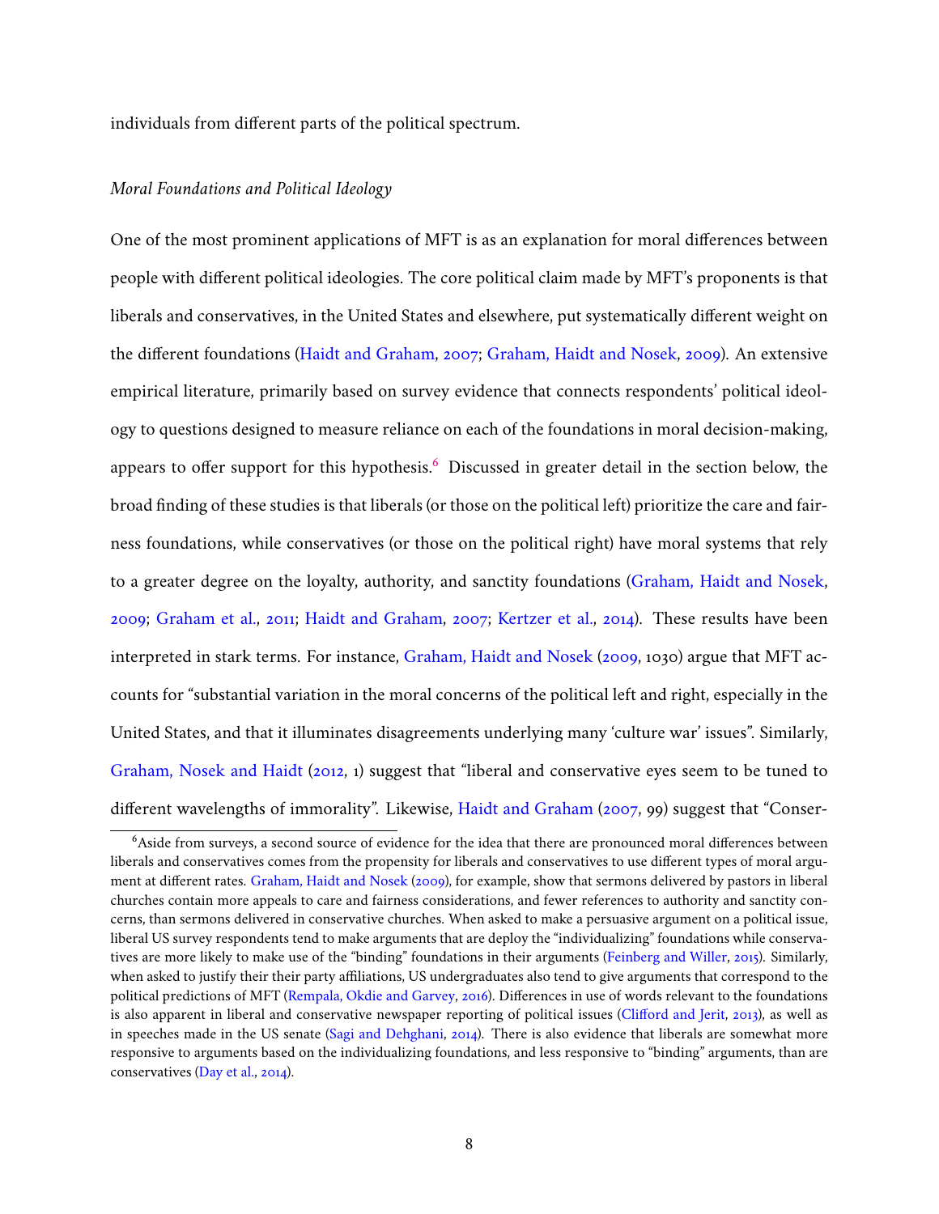individuals from different parts of the political spectrum.

*Moral Foundations and Political Ideology*

One of the most prominent applications of MFT is as an explanation for moral differences between people with different political ideologies. The core political claim made by MFT's proponents is that liberals and conservatives, in the United States and elsewhere, put systematically different weight on the different foundations (Haidt and Graham, 2007; Graham, Haidt and Nosek, 2009). An extensive empirical literature, primarily based on survey evidence that connects respondents' political ideology to questions designed to measure reliance on each of the foundations in moral decision-making, appears to offer support for this hypothesis.[6] Discussed in greater detail in the section below, the broad finding of these studies is that liberals (or those on the political left) prioritize the care and fairness foundations, while conservatives (or those on the political right) have moral systems that rely to a greater degree on the loyalty, authority, and sanctity foundations (Graham, Haidt and Nosek, 2009; Graham et al., 2011; Haidt and Graham, 2007; Kertzer et al., 2014). These results have been interpreted in stark terms. For instance, Graham, Haidt and Nosek (2009, 1030) argue that MFT accounts for "substantial variation in the moral concerns of the political left and right, especially in the United States, and that it illuminates disagreements underlying many 'culture war' issues". Similarly, Graham, Nosek and Haidt (2012, 1) suggest that "liberal and conservative eyes seem to be tuned to different wavelengths of immorality". Likewise, Haidt and Graham (2007, 99) suggest that "Conser-

[6] Aside from surveys, a second source of evidence for the idea that there are pronounced moral differences between liberals and conservatives comes from the propensity for liberals and conservatives to use different types of moral argument at different rates. Graham, Haidt and Nosek (2009), for example, show that sermons delivered by pastors in liberal churches contain more appeals to care and fairness considerations, and fewer references to authority and sanctity concerns, than sermons delivered in conservative churches. When asked to make a persuasive argument on a political issue, liberal US survey respondents tend to make arguments that are deploy the "individualizing" foundations while conservatives are more likely to make use of the "binding" foundations in their arguments (Feinberg and Willer, 2015). Similarly, when asked to justify their their party affiliations, US undergraduates also tend to give arguments that correspond to the political predictions of MFT (Rempala, Okdie and Garvey, 2016). Differences in use of words relevant to the foundations is also apparent in liberal and conservative newspaper reporting of political issues (Clifford and Jerit, 2013), as well as in speeches made in the US senate (Sagi and Dehghani, 2014). There is also evidence that liberals are somewhat more responsive to arguments based on the individualizing foundations, and less responsive to "binding" arguments, than are conservatives (Day et al., 2014).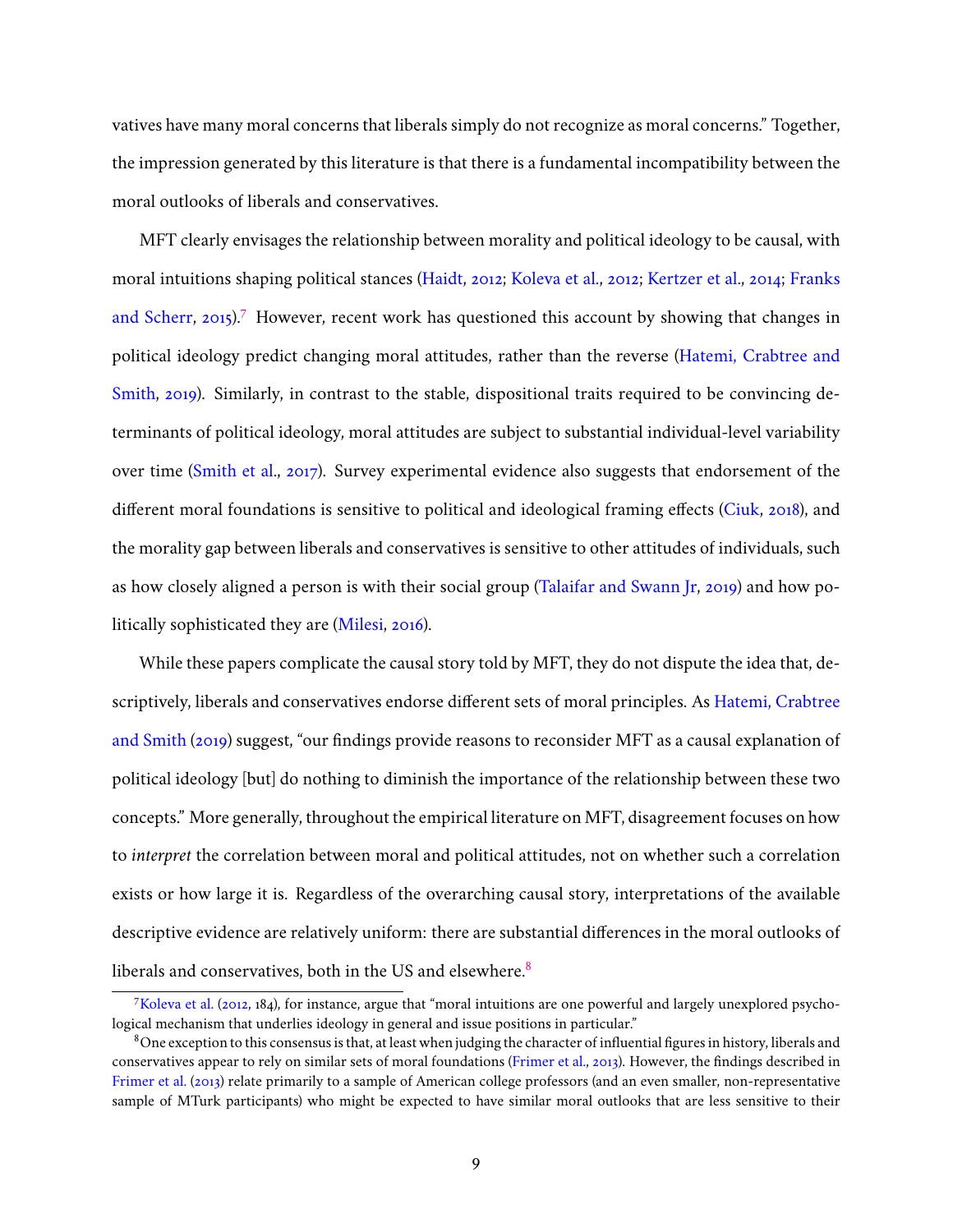vatives have many moral concerns that liberals simply do not recognize as moral concerns." Together, the impression generated by this literature is that there is a fundamental incompatibility between the moral outlooks of liberals and conservatives.

MFT clearly envisages the relationship between morality and political ideology to be causal, with moral intuitions shaping political stances (Haidt, 2012; Koleva et al., 2012; Kertzer et al., 2014; Franks and Scherr, 2015).[7] However, recent work has questioned this account by showing that changes in political ideology predict changing moral attitudes, rather than the reverse (Hatemi, Crabtree and Smith, 2019). Similarly, in contrast to the stable, dispositional traits required to be convincing determinants of political ideology, moral attitudes are subject to substantial individual-level variability over time (Smith et al., 2017). Survey experimental evidence also suggests that endorsement of the different moral foundations is sensitive to political and ideological framing effects (Ciuk, 2018), and the morality gap between liberals and conservatives is sensitive to other attitudes of individuals, such as how closely aligned a person is with their social group (Talaifar and Swann Jr, 2019) and how politically sophisticated they are (Milesi, 2016).

While these papers complicate the causal story told by MFT, they do not dispute the idea that, descriptively, liberals and conservatives endorse different sets of moral principles. As Hatemi, Crabtree and Smith (2019) suggest, "our findings provide reasons to reconsider MFT as a causal explanation of political ideology [but] do nothing to diminish the importance of the relationship between these two concepts." More generally, throughout the empirical literature on MFT, disagreement focuses on how to *interpret* the correlation between moral and political attitudes, not on whether such a correlation exists or how large it is. Regardless of the overarching causal story, interpretations of the available descriptive evidence are relatively uniform: there are substantial differences in the moral outlooks of liberals and conservatives, both in the US and elsewhere.[8]

---

[7] Koleva et al. (2012, 184), for instance, argue that "moral intuitions are one powerful and largely unexplored psychological mechanism that underlies ideology in general and issue positions in particular."

[8] One exception to this consensus is that, at least when judging the character of influential figures in history, liberals and conservatives appear to rely on similar sets of moral foundations (Frimer et al., 2013). However, the findings described in Frimer et al. (2013) relate primarily to a sample of American college professors (and an even smaller, non-representative sample of MTurk participants) who might be expected to have similar moral outlooks that are less sensitive to their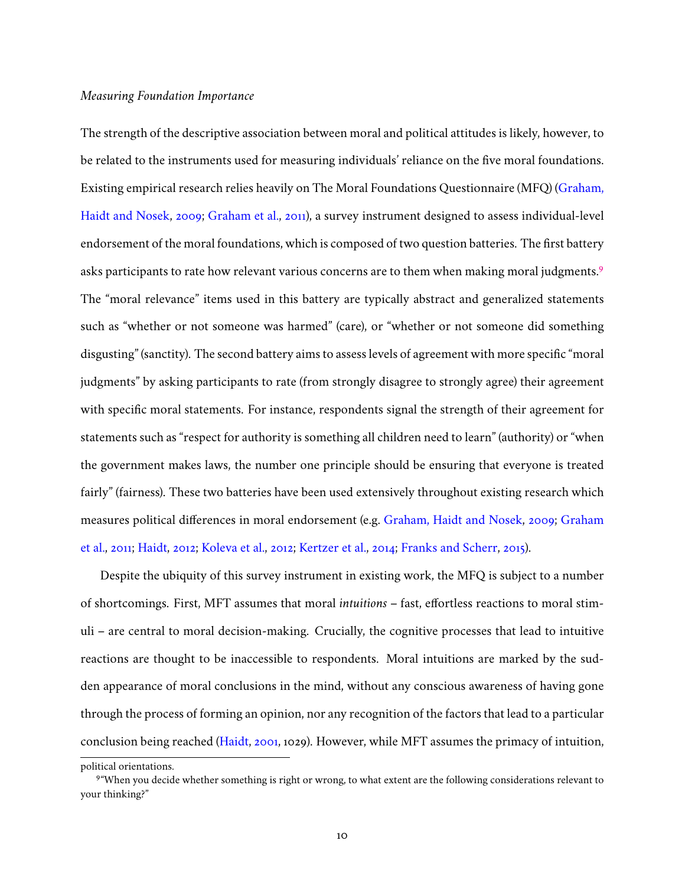*Measuring Foundation Importance*

The strength of the descriptive association between moral and political attitudes is likely, however, to be related to the instruments used for measuring individuals' reliance on the five moral foundations. Existing empirical research relies heavily on The Moral Foundations Questionnaire (MFQ) (Graham, Haidt and Nosek, 2009; Graham et al., 2011), a survey instrument designed to assess individual-level endorsement of the moral foundations, which is composed of two question batteries. The first battery asks participants to rate how relevant various concerns are to them when making moral judgments.[9] The "moral relevance" items used in this battery are typically abstract and generalized statements such as "whether or not someone was harmed" (care), or "whether or not someone did something disgusting" (sanctity). The second battery aims to assess levels of agreement with more specific "moral judgments" by asking participants to rate (from strongly disagree to strongly agree) their agreement with specific moral statements. For instance, respondents signal the strength of their agreement for statements such as "respect for authority is something all children need to learn" (authority) or "when the government makes laws, the number one principle should be ensuring that everyone is treated fairly" (fairness). These two batteries have been used extensively throughout existing research which measures political differences in moral endorsement (e.g. Graham, Haidt and Nosek, 2009; Graham et al., 2011; Haidt, 2012; Koleva et al., 2012; Kertzer et al., 2014; Franks and Scherr, 2015).

Despite the ubiquity of this survey instrument in existing work, the MFQ is subject to a number of shortcomings. First, MFT assumes that moral *intuitions* – fast, effortless reactions to moral stimuli – are central to moral decision-making. Crucially, the cognitive processes that lead to intuitive reactions are thought to be inaccessible to respondents. Moral intuitions are marked by the sudden appearance of moral conclusions in the mind, without any conscious awareness of having gone through the process of forming an opinion, nor any recognition of the factors that lead to a particular conclusion being reached (Haidt, 2001, 1029). However, while MFT assumes the primacy of intuition,

political orientations.

[9] "When you decide whether something is right or wrong, to what extent are the following considerations relevant to your thinking?"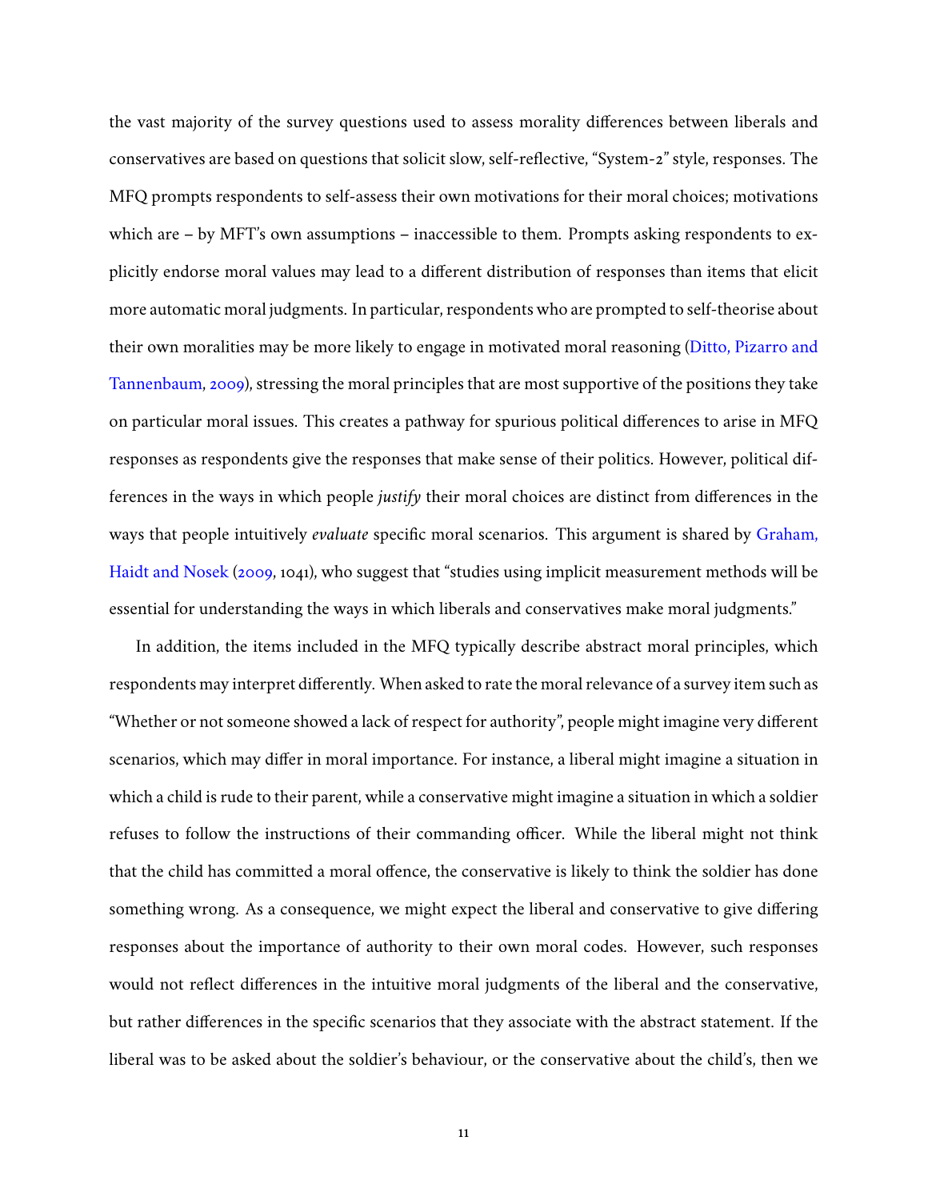the vast majority of the survey questions used to assess morality differences between liberals and conservatives are based on questions that solicit slow, self-reflective, "System-2" style, responses. The MFQ prompts respondents to self-assess their own motivations for their moral choices; motivations which are – by MFT's own assumptions – inaccessible to them. Prompts asking respondents to explicitly endorse moral values may lead to a different distribution of responses than items that elicit more automatic moral judgments. In particular, respondents who are prompted to self-theorise about their own moralities may be more likely to engage in motivated moral reasoning (Ditto, Pizarro and Tannenbaum, 2009), stressing the moral principles that are most supportive of the positions they take on particular moral issues. This creates a pathway for spurious political differences to arise in MFQ responses as respondents give the responses that make sense of their politics. However, political differences in the ways in which people *justify* their moral choices are distinct from differences in the ways that people intuitively *evaluate* specific moral scenarios. This argument is shared by Graham, Haidt and Nosek (2009, 1041), who suggest that "studies using implicit measurement methods will be essential for understanding the ways in which liberals and conservatives make moral judgments."

In addition, the items included in the MFQ typically describe abstract moral principles, which respondents may interpret differently. When asked to rate the moral relevance of a survey item such as "Whether or not someone showed a lack of respect for authority", people might imagine very different scenarios, which may differ in moral importance. For instance, a liberal might imagine a situation in which a child is rude to their parent, while a conservative might imagine a situation in which a soldier refuses to follow the instructions of their commanding officer. While the liberal might not think that the child has committed a moral offence, the conservative is likely to think the soldier has done something wrong. As a consequence, we might expect the liberal and conservative to give differing responses about the importance of authority to their own moral codes. However, such responses would not reflect differences in the intuitive moral judgments of the liberal and the conservative, but rather differences in the specific scenarios that they associate with the abstract statement. If the liberal was to be asked about the soldier's behaviour, or the conservative about the child's, then we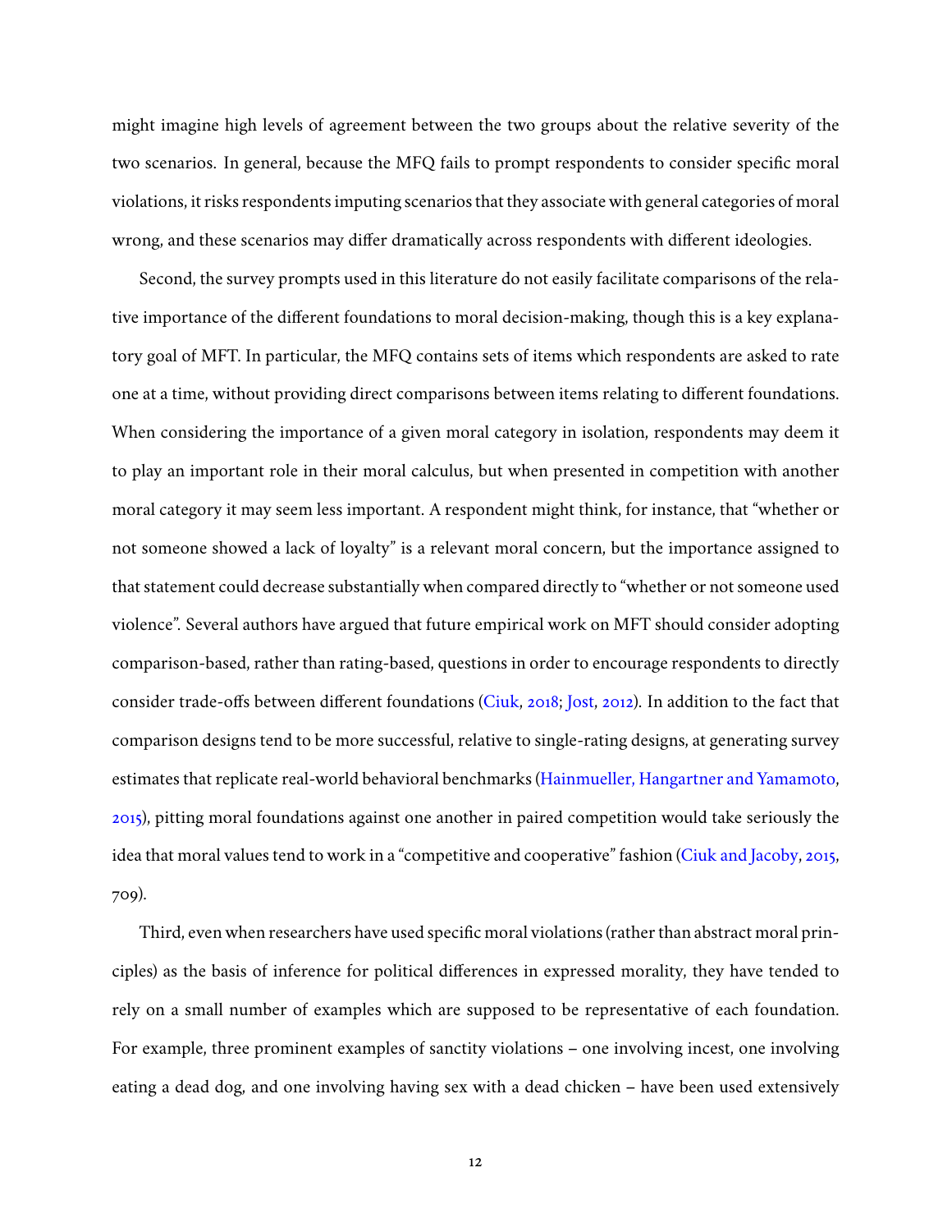might imagine high levels of agreement between the two groups about the relative severity of the two scenarios. In general, because the MFQ fails to prompt respondents to consider specific moral violations, it risks respondents imputing scenarios that they associate with general categories of moral wrong, and these scenarios may differ dramatically across respondents with different ideologies.

Second, the survey prompts used in this literature do not easily facilitate comparisons of the relative importance of the different foundations to moral decision-making, though this is a key explanatory goal of MFT. In particular, the MFQ contains sets of items which respondents are asked to rate one at a time, without providing direct comparisons between items relating to different foundations. When considering the importance of a given moral category in isolation, respondents may deem it to play an important role in their moral calculus, but when presented in competition with another moral category it may seem less important. A respondent might think, for instance, that "whether or not someone showed a lack of loyalty" is a relevant moral concern, but the importance assigned to that statement could decrease substantially when compared directly to "whether or not someone used violence". Several authors have argued that future empirical work on MFT should consider adopting comparison-based, rather than rating-based, questions in order to encourage respondents to directly consider trade-offs between different foundations (Ciuk, 2018; Jost, 2012). In addition to the fact that comparison designs tend to be more successful, relative to single-rating designs, at generating survey estimates that replicate real-world behavioral benchmarks (Hainmueller, Hangartner and Yamamoto, 2015), pitting moral foundations against one another in paired competition would take seriously the idea that moral values tend to work in a "competitive and cooperative" fashion (Ciuk and Jacoby, 2015, 709).

Third, even when researchers have used specific moral violations (rather than abstract moral principles) as the basis of inference for political differences in expressed morality, they have tended to rely on a small number of examples which are supposed to be representative of each foundation. For example, three prominent examples of sanctity violations – one involving incest, one involving eating a dead dog, and one involving having sex with a dead chicken – have been used extensively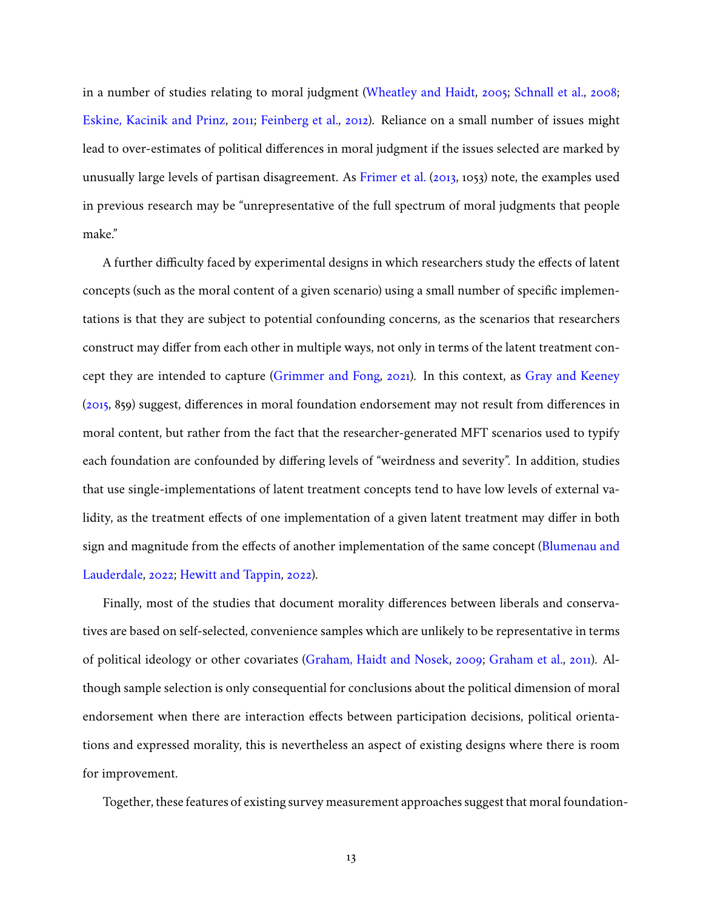in a number of studies relating to moral judgment (Wheatley and Haidt, 2005; Schnall et al., 2008; Eskine, Kacinik and Prinz, 2011; Feinberg et al., 2012). Reliance on a small number of issues might lead to over-estimates of political differences in moral judgment if the issues selected are marked by unusually large levels of partisan disagreement. As Frimer et al. (2013, 1053) note, the examples used in previous research may be "unrepresentative of the full spectrum of moral judgments that people make."

A further difficulty faced by experimental designs in which researchers study the effects of latent concepts (such as the moral content of a given scenario) using a small number of specific implementations is that they are subject to potential confounding concerns, as the scenarios that researchers construct may differ from each other in multiple ways, not only in terms of the latent treatment concept they are intended to capture (Grimmer and Fong, 2021). In this context, as Gray and Keeney (2015, 859) suggest, differences in moral foundation endorsement may not result from differences in moral content, but rather from the fact that the researcher-generated MFT scenarios used to typify each foundation are confounded by differing levels of "weirdness and severity". In addition, studies that use single-implementations of latent treatment concepts tend to have low levels of external validity, as the treatment effects of one implementation of a given latent treatment may differ in both sign and magnitude from the effects of another implementation of the same concept (Blumenau and Lauderdale, 2022; Hewitt and Tappin, 2022).

Finally, most of the studies that document morality differences between liberals and conservatives are based on self-selected, convenience samples which are unlikely to be representative in terms of political ideology or other covariates (Graham, Haidt and Nosek, 2009; Graham et al., 2011). Although sample selection is only consequential for conclusions about the political dimension of moral endorsement when there are interaction effects between participation decisions, political orientations and expressed morality, this is nevertheless an aspect of existing designs where there is room for improvement.

Together, these features of existing survey measurement approaches suggest that moral foundation-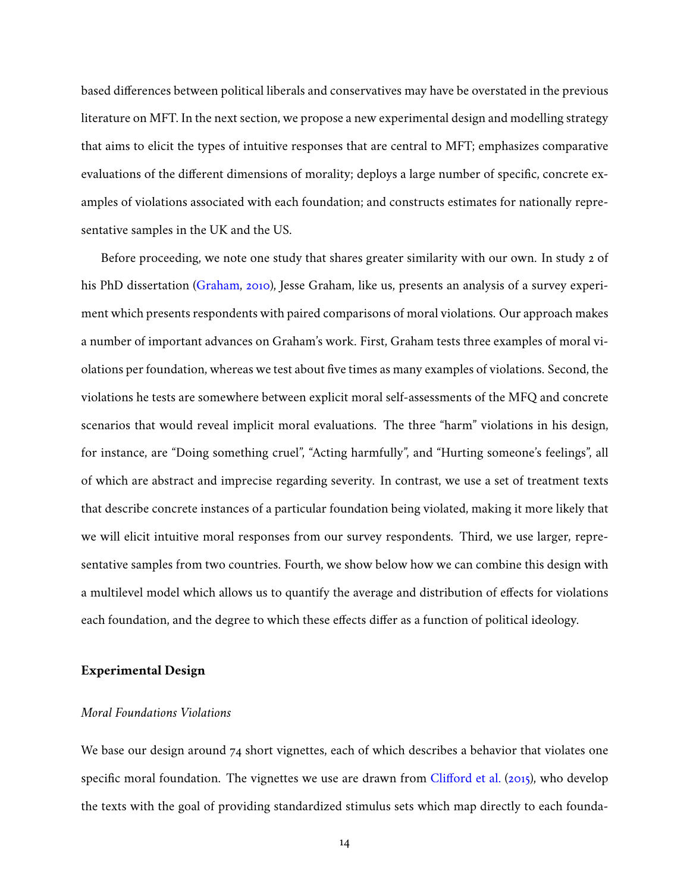based differences between political liberals and conservatives may have be overstated in the previous literature on MFT. In the next section, we propose a new experimental design and modelling strategy that aims to elicit the types of intuitive responses that are central to MFT; emphasizes comparative evaluations of the different dimensions of morality; deploys a large number of specific, concrete examples of violations associated with each foundation; and constructs estimates for nationally representative samples in the UK and the US.

Before proceeding, we note one study that shares greater similarity with our own. In study 2 of his PhD dissertation (Graham, 2010), Jesse Graham, like us, presents an analysis of a survey experiment which presents respondents with paired comparisons of moral violations. Our approach makes a number of important advances on Graham's work. First, Graham tests three examples of moral violations per foundation, whereas we test about five times as many examples of violations. Second, the violations he tests are somewhere between explicit moral self-assessments of the MFQ and concrete scenarios that would reveal implicit moral evaluations. The three "harm" violations in his design, for instance, are "Doing something cruel", "Acting harmfully", and "Hurting someone's feelings", all of which are abstract and imprecise regarding severity. In contrast, we use a set of treatment texts that describe concrete instances of a particular foundation being violated, making it more likely that we will elicit intuitive moral responses from our survey respondents. Third, we use larger, representative samples from two countries. Fourth, we show below how we can combine this design with a multilevel model which allows us to quantify the average and distribution of effects for violations each foundation, and the degree to which these effects differ as a function of political ideology.

## Experimental Design

### *Moral Foundations Violations*

We base our design around 74 short vignettes, each of which describes a behavior that violates one specific moral foundation. The vignettes we use are drawn from Clifford et al. (2015), who develop the texts with the goal of providing standardized stimulus sets which map directly to each founda-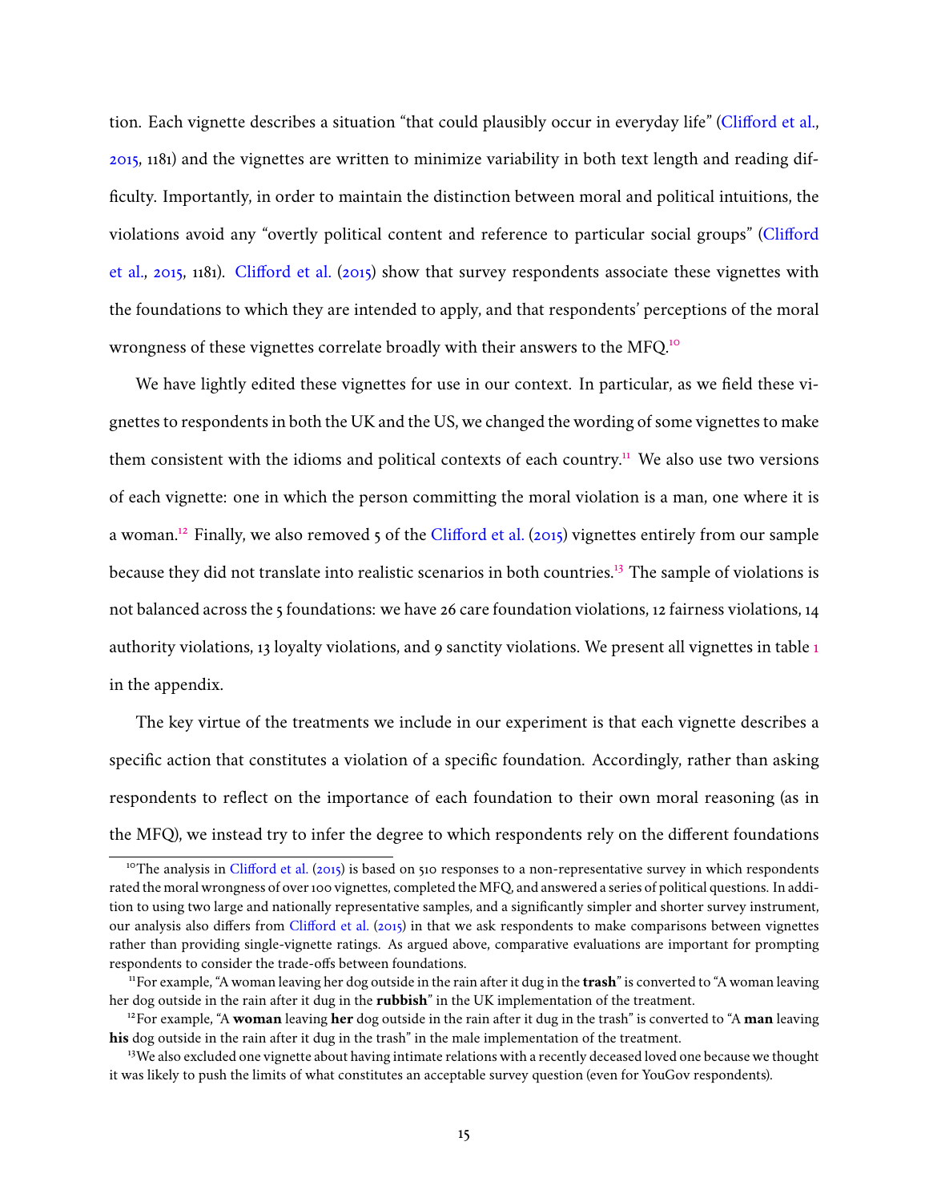tion. Each vignette describes a situation "that could plausibly occur in everyday life" (Clifford et al., 2015, 1181) and the vignettes are written to minimize variability in both text length and reading difficulty. Importantly, in order to maintain the distinction between moral and political intuitions, the violations avoid any "overtly political content and reference to particular social groups" (Clifford et al., 2015, 1181). Clifford et al. (2015) show that survey respondents associate these vignettes with the foundations to which they are intended to apply, and that respondents' perceptions of the moral wrongness of these vignettes correlate broadly with their answers to the MFQ.[10]

We have lightly edited these vignettes for use in our context. In particular, as we field these vignettes to respondents in both the UK and the US, we changed the wording of some vignettes to make them consistent with the idioms and political contexts of each country.[11] We also use two versions of each vignette: one in which the person committing the moral violation is a man, one where it is a woman.[12] Finally, we also removed 5 of the Clifford et al. (2015) vignettes entirely from our sample because they did not translate into realistic scenarios in both countries.[13] The sample of violations is not balanced across the 5 foundations: we have 26 care foundation violations, 12 fairness violations, 14 authority violations, 13 loyalty violations, and 9 sanctity violations. We present all vignettes in table 1 in the appendix.

The key virtue of the treatments we include in our experiment is that each vignette describes a specific action that constitutes a violation of a specific foundation. Accordingly, rather than asking respondents to reflect on the importance of each foundation to their own moral reasoning (as in the MFQ), we instead try to infer the degree to which respondents rely on the different foundations

---

[10] The analysis in Clifford et al. (2015) is based on 510 responses to a non-representative survey in which respondents rated the moral wrongness of over 100 vignettes, completed the MFQ, and answered a series of political questions. In addition to using two large and nationally representative samples, and a significantly simpler and shorter survey instrument, our analysis also differs from Clifford et al. (2015) in that we ask respondents to make comparisons between vignettes rather than providing single-vignette ratings. As argued above, comparative evaluations are important for prompting respondents to consider the trade-offs between foundations.

[11] For example, "A woman leaving her dog outside in the rain after it dug in the **trash**" is converted to "A woman leaving her dog outside in the rain after it dug in the **rubbish**" in the UK implementation of the treatment.

[12] For example, "A **woman** leaving **her** dog outside in the rain after it dug in the trash" is converted to "A **man** leaving **his** dog outside in the rain after it dug in the trash" in the male implementation of the treatment.

[13] We also excluded one vignette about having intimate relations with a recently deceased loved one because we thought it was likely to push the limits of what constitutes an acceptable survey question (even for YouGov respondents).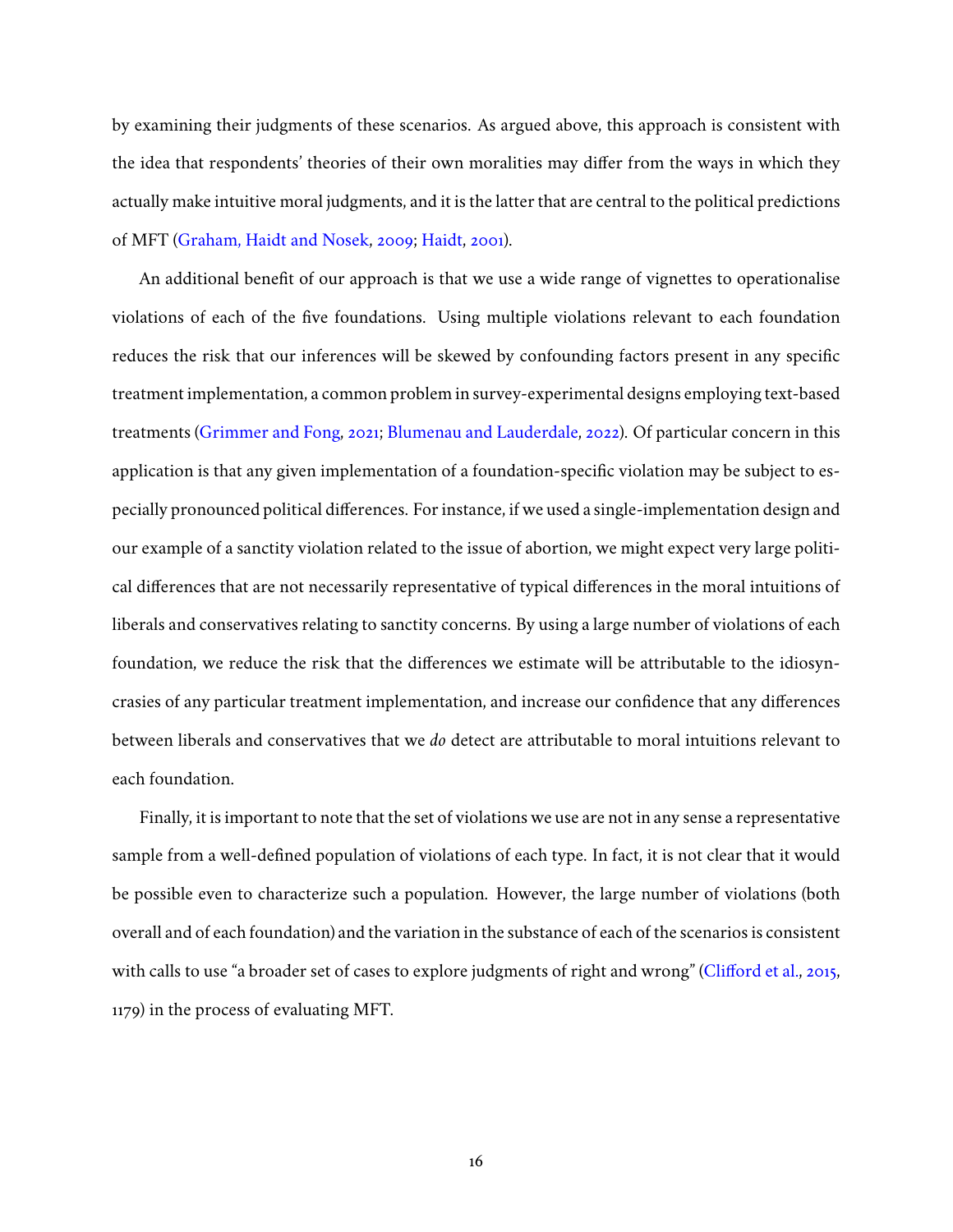by examining their judgments of these scenarios. As argued above, this approach is consistent with the idea that respondents' theories of their own moralities may differ from the ways in which they actually make intuitive moral judgments, and it is the latter that are central to the political predictions of MFT (Graham, Haidt and Nosek, 2009; Haidt, 2001).

An additional benefit of our approach is that we use a wide range of vignettes to operationalise violations of each of the five foundations. Using multiple violations relevant to each foundation reduces the risk that our inferences will be skewed by confounding factors present in any specific treatment implementation, a common problem in survey-experimental designs employing text-based treatments (Grimmer and Fong, 2021; Blumenau and Lauderdale, 2022). Of particular concern in this application is that any given implementation of a foundation-specific violation may be subject to especially pronounced political differences. For instance, if we used a single-implementation design and our example of a sanctity violation related to the issue of abortion, we might expect very large political differences that are not necessarily representative of typical differences in the moral intuitions of liberals and conservatives relating to sanctity concerns. By using a large number of violations of each foundation, we reduce the risk that the differences we estimate will be attributable to the idiosyncrasies of any particular treatment implementation, and increase our confidence that any differences between liberals and conservatives that we *do* detect are attributable to moral intuitions relevant to each foundation.

Finally, it is important to note that the set of violations we use are not in any sense a representative sample from a well-defined population of violations of each type. In fact, it is not clear that it would be possible even to characterize such a population. However, the large number of violations (both overall and of each foundation) and the variation in the substance of each of the scenarios is consistent with calls to use "a broader set of cases to explore judgments of right and wrong" (Clifford et al., 2015, 1179) in the process of evaluating MFT.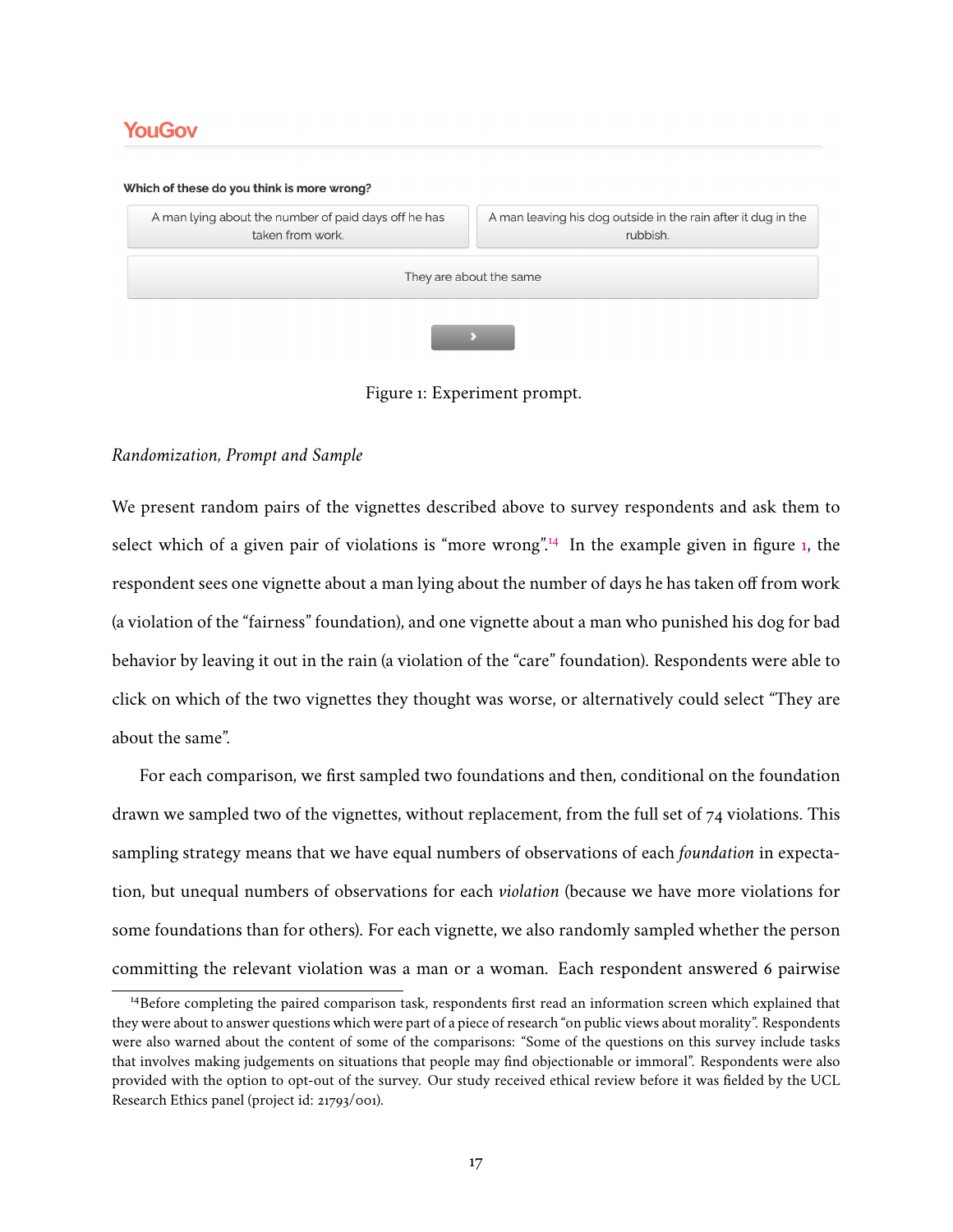YouGov

**Which of these do you think is more wrong?**

| A man lying about the number of paid days off he has taken from work. | A man leaving his dog outside in the rain after it dug in the rubbish. |
|---|---|
| They are about the same | |

Figure 1: Experiment prompt.

*Randomization, Prompt and Sample*

We present random pairs of the vignettes described above to survey respondents and ask them to select which of a given pair of violations is "more wrong".[14] In the example given in figure 1, the respondent sees one vignette about a man lying about the number of days he has taken off from work (a violation of the "fairness" foundation), and one vignette about a man who punished his dog for bad behavior by leaving it out in the rain (a violation of the "care" foundation). Respondents were able to click on which of the two vignettes they thought was worse, or alternatively could select "They are about the same".

For each comparison, we first sampled two foundations and then, conditional on the foundation drawn we sampled two of the vignettes, without replacement, from the full set of 74 violations. This sampling strategy means that we have equal numbers of observations of each *foundation* in expectation, but unequal numbers of observations for each *violation* (because we have more violations for some foundations than for others). For each vignette, we also randomly sampled whether the person committing the relevant violation was a man or a woman. Each respondent answered 6 pairwise

[14]Before completing the paired comparison task, respondents first read an information screen which explained that they were about to answer questions which were part of a piece of research "on public views about morality". Respondents were also warned about the content of some of the comparisons: "Some of the questions on this survey include tasks that involves making judgements on situations that people may find objectionable or immoral". Respondents were also provided with the option to opt-out of the survey. Our study received ethical review before it was fielded by the UCL Research Ethics panel (project id: 21793/001).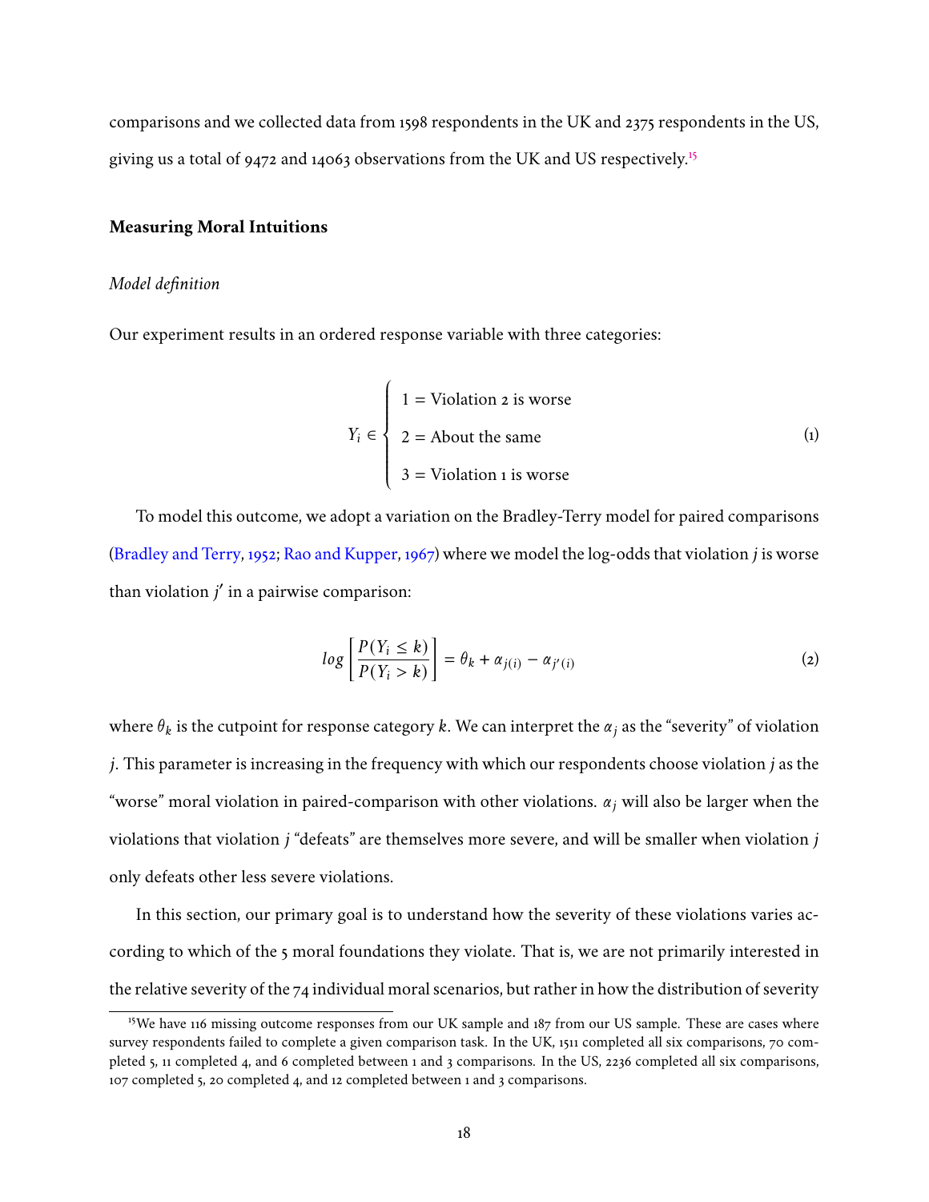comparisons and we collected data from 1598 respondents in the UK and 2375 respondents in the US, giving us a total of 9472 and 14063 observations from the UK and US respectively.[15]

### Measuring Moral Intuitions

*Model definition*

Our experiment results in an ordered response variable with three categories:

$$
Y_i \in \begin{cases} 1 = \text{Violation 2 is worse} \\ 2 = \text{About the same} \\ 3 = \text{Violation 1 is worse} \end{cases} \tag{1}
$$

To model this outcome, we adopt a variation on the Bradley-Terry model for paired comparisons (Bradley and Terry, 1952; Rao and Kupper, 1967) where we model the log-odds that violation $j$ is worse than violation $j'$ in a pairwise comparison:

$$
log\left[\frac{P(Y_i \leq k)}{P(Y_i > k)}\right] = \theta_k + \alpha_{j(i)} - \alpha_{j'(i)} \tag{2}
$$

where $\theta_k$ is the cutpoint for response category $k$. We can interpret the $\alpha_j$ as the "severity" of violation $j$. This parameter is increasing in the frequency with which our respondents choose violation $j$ as the "worse" moral violation in paired-comparison with other violations. $\alpha_j$ will also be larger when the violations that violation $j$ "defeats" are themselves more severe, and will be smaller when violation $j$ only defeats other less severe violations.

In this section, our primary goal is to understand how the severity of these violations varies according to which of the 5 moral foundations they violate. That is, we are not primarily interested in the relative severity of the 74 individual moral scenarios, but rather in how the distribution of severity

[15] We have 116 missing outcome responses from our UK sample and 187 from our US sample. These are cases where survey respondents failed to complete a given comparison task. In the UK, 1511 completed all six comparisons, 70 completed 5, 11 completed 4, and 6 completed between 1 and 3 comparisons. In the US, 2236 completed all six comparisons, 107 completed 5, 20 completed 4, and 12 completed between 1 and 3 comparisons.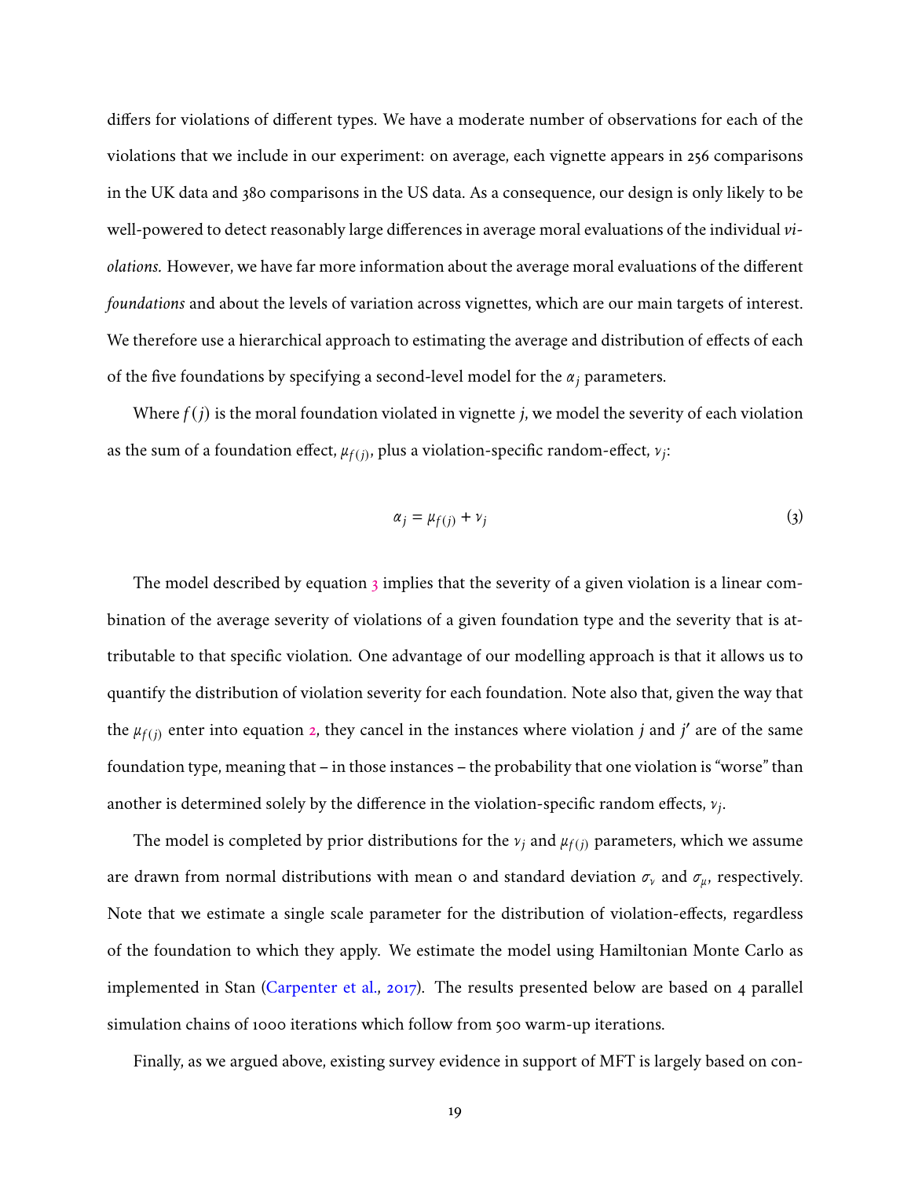differs for violations of different types. We have a moderate number of observations for each of the violations that we include in our experiment: on average, each vignette appears in 256 comparisons in the UK data and 380 comparisons in the US data. As a consequence, our design is only likely to be well-powered to detect reasonably large differences in average moral evaluations of the individual *violations*. However, we have far more information about the average moral evaluations of the different *foundations* and about the levels of variation across vignettes, which are our main targets of interest. We therefore use a hierarchical approach to estimating the average and distribution of effects of each of the five foundations by specifying a second-level model for the $\alpha_j$ parameters.

Where $f(j)$ is the moral foundation violated in vignette $j$, we model the severity of each violation as the sum of a foundation effect, $\mu_{f(j)}$, plus a violation-specific random-effect, $\nu_j$:

$$\alpha_j = \mu_{f(j)} + \nu_j \tag{3}$$

The model described by equation 3 implies that the severity of a given violation is a linear combination of the average severity of violations of a given foundation type and the severity that is attributable to that specific violation. One advantage of our modelling approach is that it allows us to quantify the distribution of violation severity for each foundation. Note also that, given the way that the $\mu_{f(j)}$ enter into equation 2, they cancel in the instances where violation $j$ and $j'$ are of the same foundation type, meaning that – in those instances – the probability that one violation is "worse" than another is determined solely by the difference in the violation-specific random effects, $\nu_j$.

The model is completed by prior distributions for the $\nu_j$ and $\mu_{f(j)}$ parameters, which we assume are drawn from normal distributions with mean 0 and standard deviation $\sigma_\nu$ and $\sigma_\mu$, respectively. Note that we estimate a single scale parameter for the distribution of violation-effects, regardless of the foundation to which they apply. We estimate the model using Hamiltonian Monte Carlo as implemented in Stan (Carpenter et al., 2017). The results presented below are based on 4 parallel simulation chains of 1000 iterations which follow from 500 warm-up iterations.

Finally, as we argued above, existing survey evidence in support of MFT is largely based on con-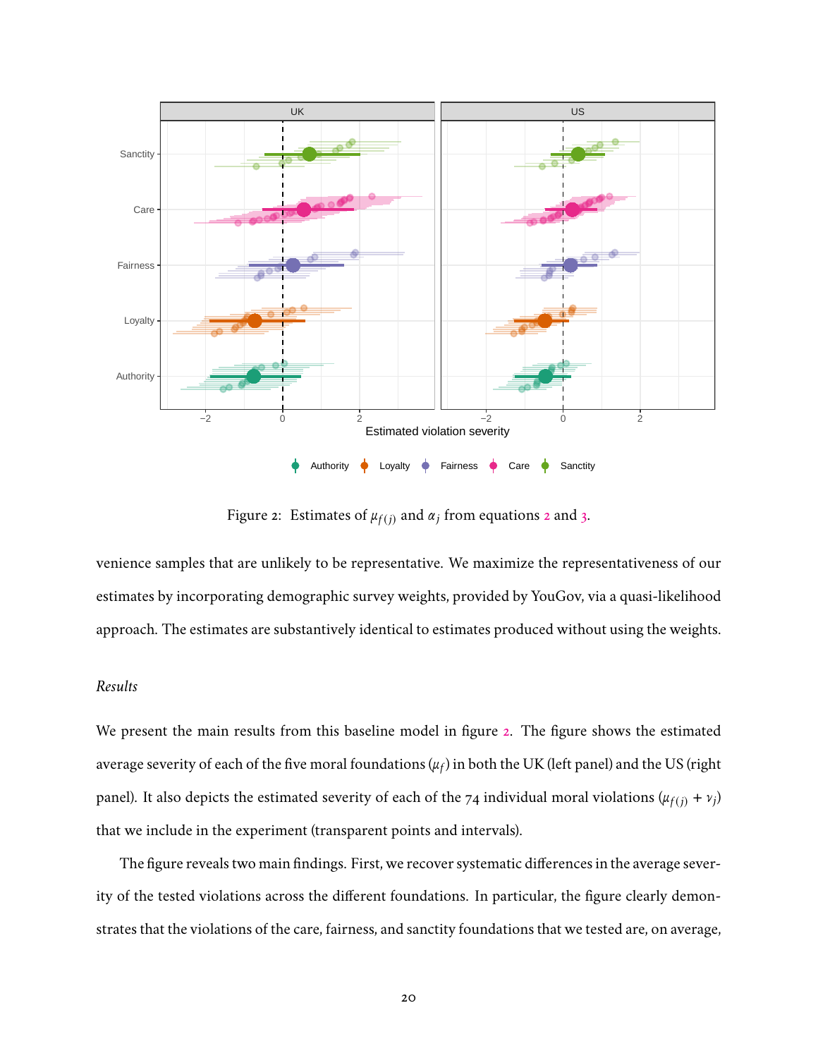Figure 2: Estimates of $\mu_{f(j)}$ and $\alpha_j$ from equations 2 and 3.

venience samples that are unlikely to be representative. We maximize the representativeness of our estimates by incorporating demographic survey weights, provided by YouGov, via a quasi-likelihood approach. The estimates are substantively identical to estimates produced without using the weights.

*Results*

We present the main results from this baseline model in figure 2. The figure shows the estimated average severity of each of the five moral foundations ($\mu_f$) in both the UK (left panel) and the US (right panel). It also depicts the estimated severity of each of the 74 individual moral violations ($\mu_{f(j)} + \nu_j$) that we include in the experiment (transparent points and intervals).

The figure reveals two main findings. First, we recover systematic differences in the average severity of the tested violations across the different foundations. In particular, the figure clearly demonstrates that the violations of the care, fairness, and sanctity foundations that we tested are, on average,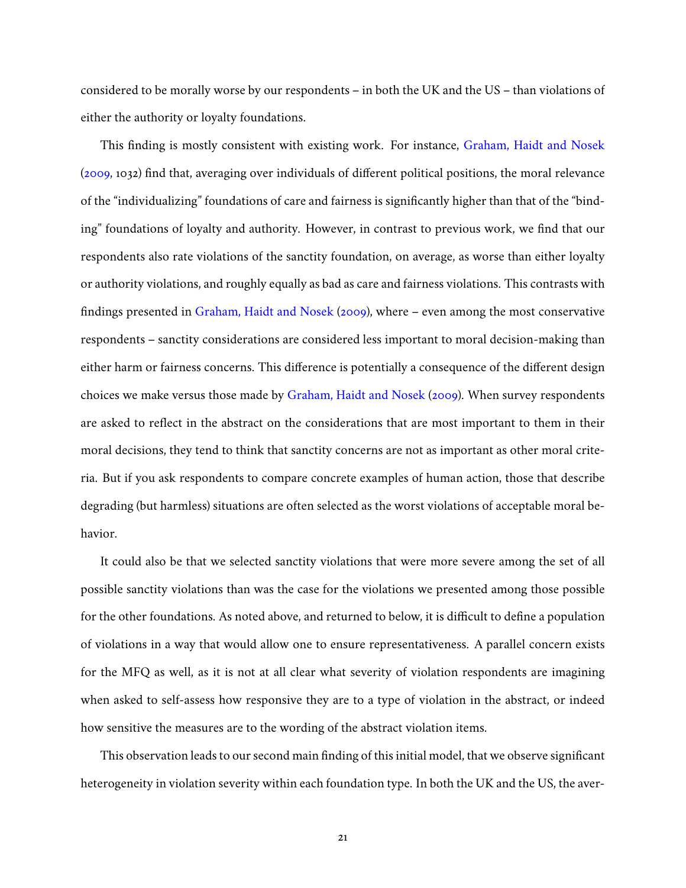considered to be morally worse by our respondents – in both the UK and the US – than violations of either the authority or loyalty foundations.

This finding is mostly consistent with existing work. For instance, Graham, Haidt and Nosek (2009, 1032) find that, averaging over individuals of different political positions, the moral relevance of the "individualizing" foundations of care and fairness is significantly higher than that of the "binding" foundations of loyalty and authority. However, in contrast to previous work, we find that our respondents also rate violations of the sanctity foundation, on average, as worse than either loyalty or authority violations, and roughly equally as bad as care and fairness violations. This contrasts with findings presented in Graham, Haidt and Nosek (2009), where – even among the most conservative respondents – sanctity considerations are considered less important to moral decision-making than either harm or fairness concerns. This difference is potentially a consequence of the different design choices we make versus those made by Graham, Haidt and Nosek (2009). When survey respondents are asked to reflect in the abstract on the considerations that are most important to them in their moral decisions, they tend to think that sanctity concerns are not as important as other moral criteria. But if you ask respondents to compare concrete examples of human action, those that describe degrading (but harmless) situations are often selected as the worst violations of acceptable moral behavior.

It could also be that we selected sanctity violations that were more severe among the set of all possible sanctity violations than was the case for the violations we presented among those possible for the other foundations. As noted above, and returned to below, it is difficult to define a population of violations in a way that would allow one to ensure representativeness. A parallel concern exists for the MFQ as well, as it is not at all clear what severity of violation respondents are imagining when asked to self-assess how responsive they are to a type of violation in the abstract, or indeed how sensitive the measures are to the wording of the abstract violation items.

This observation leads to our second main finding of this initial model, that we observe significant heterogeneity in violation severity within each foundation type. In both the UK and the US, the aver-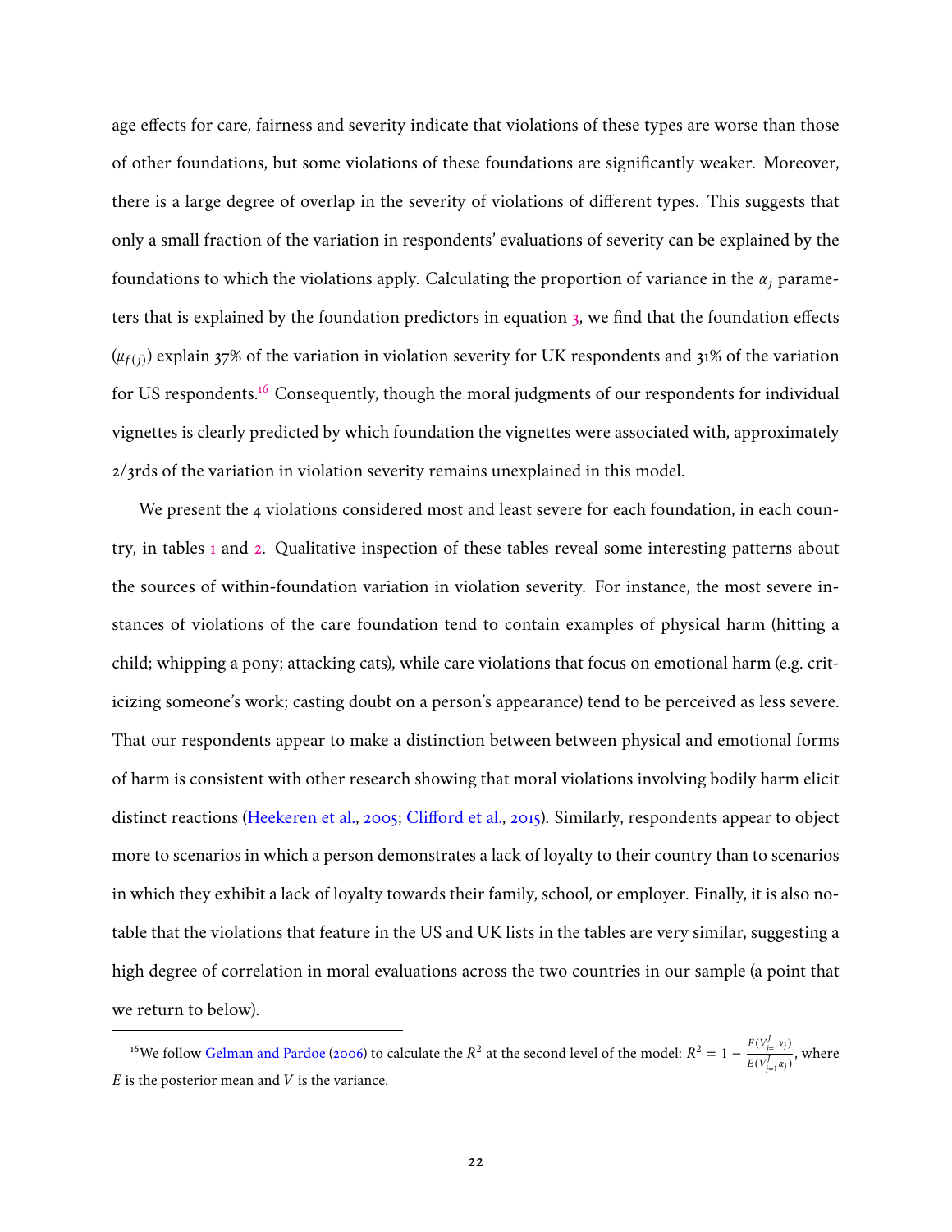age effects for care, fairness and severity indicate that violations of these types are worse than those of other foundations, but some violations of these foundations are significantly weaker. Moreover, there is a large degree of overlap in the severity of violations of different types. This suggests that only a small fraction of the variation in respondents' evaluations of severity can be explained by the foundations to which the violations apply. Calculating the proportion of variance in the $\alpha_j$ parameters that is explained by the foundation predictors in equation 3, we find that the foundation effects ($\mu_{f(j)}$) explain 37% of the variation in violation severity for UK respondents and 31% of the variation for US respondents.[16] Consequently, though the moral judgments of our respondents for individual vignettes is clearly predicted by which foundation the vignettes were associated with, approximately 2/3rds of the variation in violation severity remains unexplained in this model.

We present the 4 violations considered most and least severe for each foundation, in each country, in tables 1 and 2. Qualitative inspection of these tables reveal some interesting patterns about the sources of within-foundation variation in violation severity. For instance, the most severe instances of violations of the care foundation tend to contain examples of physical harm (hitting a child; whipping a pony; attacking cats), while care violations that focus on emotional harm (e.g. criticizing someone's work; casting doubt on a person's appearance) tend to be perceived as less severe. That our respondents appear to make a distinction between between physical and emotional forms of harm is consistent with other research showing that moral violations involving bodily harm elicit distinct reactions (Heekeren et al., 2005; Clifford et al., 2015). Similarly, respondents appear to object more to scenarios in which a person demonstrates a lack of loyalty to their country than to scenarios in which they exhibit a lack of loyalty towards their family, school, or employer. Finally, it is also notable that the violations that feature in the US and UK lists in the tables are very similar, suggesting a high degree of correlation in moral evaluations across the two countries in our sample (a point that we return to below).

[16] We follow Gelman and Pardoe (2006) to calculate the $R^2$ at the second level of the model: $R^2 = 1 - \frac{E(V_{j=1}^{J} \nu_j)}{E(V_{j=1}^{J} \alpha_j)}$, where $E$ is the posterior mean and $V$ is the variance.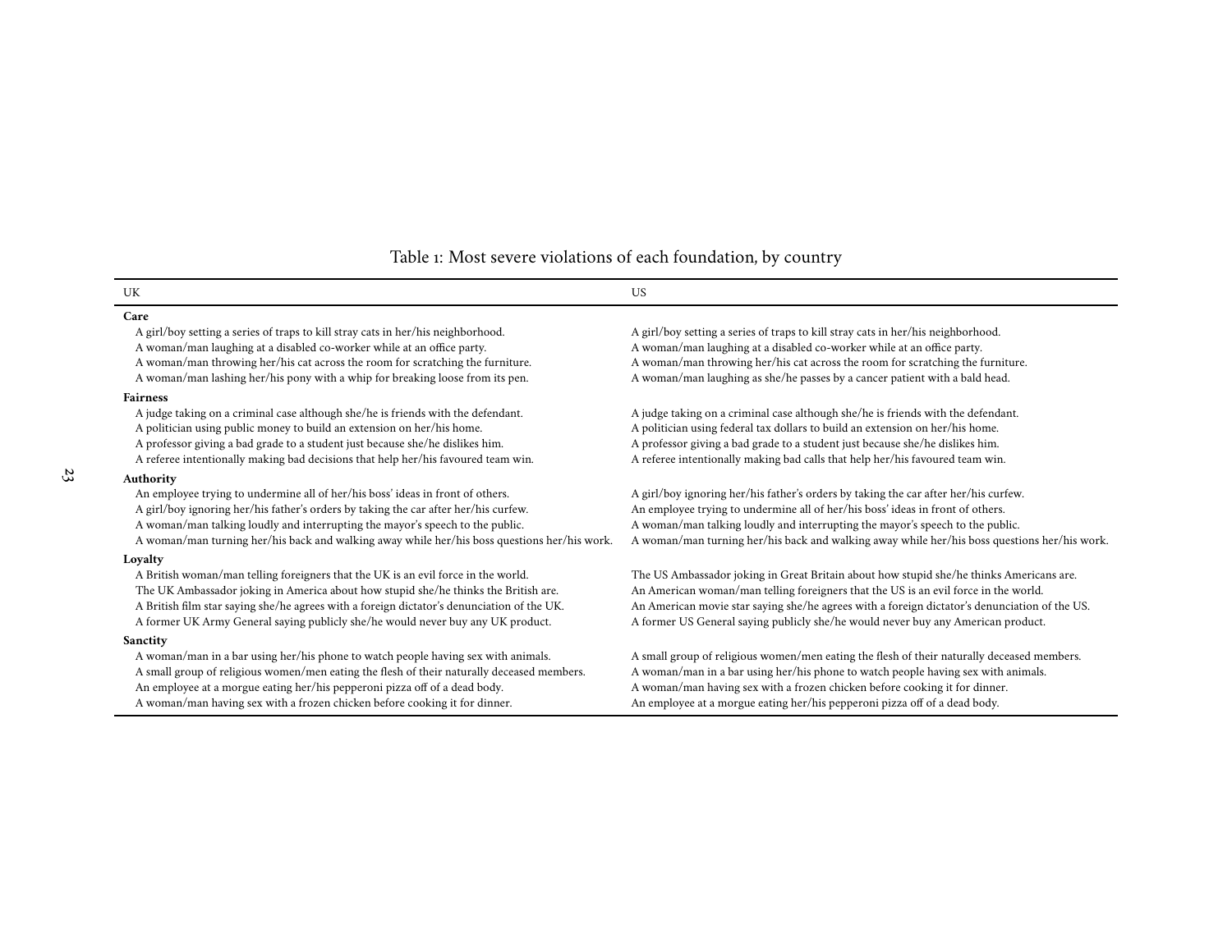Table 1: Most severe violations of each foundation, by country

| UK | US |
|---|---|
| **Care** | |
| A girl/boy setting a series of traps to kill stray cats in her/his neighborhood. | A girl/boy setting a series of traps to kill stray cats in her/his neighborhood. |
| A woman/man laughing at a disabled co-worker while at an office party. | A woman/man laughing at a disabled co-worker while at an office party. |
| A woman/man throwing her/his cat across the room for scratching the furniture. | A woman/man throwing her/his cat across the room for scratching the furniture. |
| A woman/man lashing her/his pony with a whip for breaking loose from its pen. | A woman/man laughing as she/he passes by a cancer patient with a bald head. |
| **Fairness** | |
| A judge taking on a criminal case although she/he is friends with the defendant. | A judge taking on a criminal case although she/he is friends with the defendant. |
| A politician using public money to build an extension on her/his home. | A politician using federal tax dollars to build an extension on her/his home. |
| A professor giving a bad grade to a student just because she/he dislikes him. | A professor giving a bad grade to a student just because she/he dislikes him. |
| A referee intentionally making bad decisions that help her/his favoured team win. | A referee intentionally making bad calls that help her/his favoured team win. |
| **Authority** | |
| An employee trying to undermine all of her/his boss' ideas in front of others. | A girl/boy ignoring her/his father's orders by taking the car after her/his curfew. |
| A girl/boy ignoring her/his father's orders by taking the car after her/his curfew. | An employee trying to undermine all of her/his boss' ideas in front of others. |
| A woman/man talking loudly and interrupting the mayor's speech to the public. | A woman/man talking loudly and interrupting the mayor's speech to the public. |
| A woman/man turning her/his back and walking away while her/his boss questions her/his work. | A woman/man turning her/his back and walking away while her/his boss questions her/his work. |
| **Loyalty** | |
| A British woman/man telling foreigners that the UK is an evil force in the world. | The US Ambassador joking in Great Britain about how stupid she/he thinks Americans are. |
| The UK Ambassador joking in America about how stupid she/he thinks the British are. | An American woman/man telling foreigners that the US is an evil force in the world. |
| A British film star saying she/he agrees with a foreign dictator's denunciation of the UK. | An American movie star saying she/he agrees with a foreign dictator's denunciation of the US. |
| A former UK Army General saying publicly she/he would never buy any UK product. | A former US General saying publicly she/he would never buy any American product. |
| **Sanctity** | |
| A woman/man in a bar using her/his phone to watch people having sex with animals. | A small group of religious women/men eating the flesh of their naturally deceased members. |
| A small group of religious women/men eating the flesh of their naturally deceased members. | A woman/man in a bar using her/his phone to watch people having sex with animals. |
| An employee at a morgue eating her/his pepperoni pizza off of a dead body. | A woman/man having sex with a frozen chicken before cooking it for dinner. |
| A woman/man having sex with a frozen chicken before cooking it for dinner. | An employee at a morgue eating her/his pepperoni pizza off of a dead body. |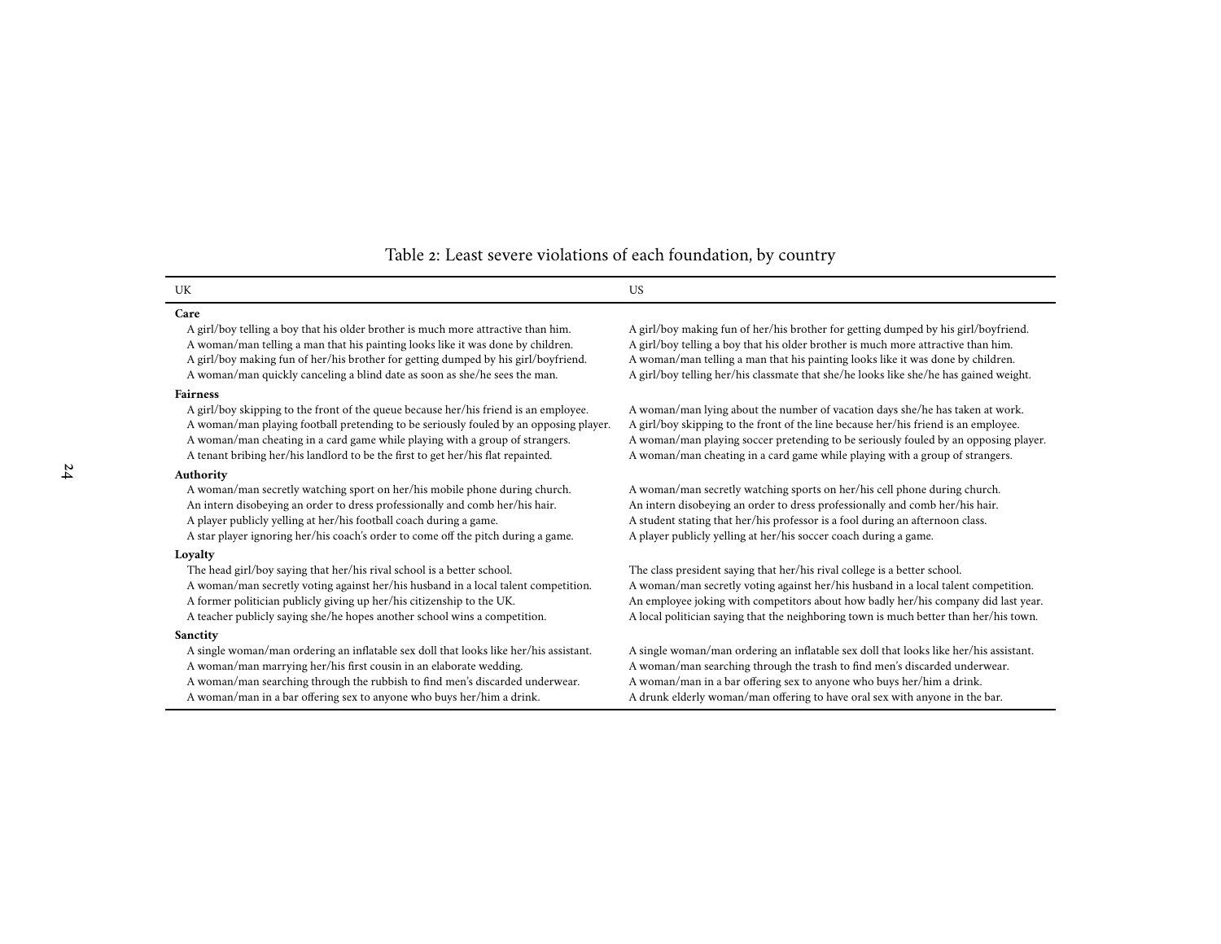Table 2: Least severe violations of each foundation, by country

| UK | US |
|---|---|
| **Care** | |
| A girl/boy telling a boy that his older brother is much more attractive than him. | A girl/boy making fun of her/his brother for getting dumped by his girl/boyfriend. |
| A woman/man telling a man that his painting looks like it was done by children. | A girl/boy telling a boy that his older brother is much more attractive than him. |
| A girl/boy making fun of her/his brother for getting dumped by his girl/boyfriend. | A woman/man telling a man that his painting looks like it was done by children. |
| A woman/man quickly canceling a blind date as soon as she/he sees the man. | A girl/boy telling her/his classmate that she/he looks like she/he has gained weight. |
| **Fairness** | |
| A girl/boy skipping to the front of the queue because her/his friend is an employee. | A woman/man lying about the number of vacation days she/he has taken at work. |
| A woman/man playing football pretending to be seriously fouled by an opposing player. | A girl/boy skipping to the front of the line because her/his friend is an employee. |
| A woman/man cheating in a card game while playing with a group of strangers. | A woman/man playing soccer pretending to be seriously fouled by an opposing player. |
| A tenant bribing her/his landlord to be the first to get her/his flat repainted. | A woman/man cheating in a card game while playing with a group of strangers. |
| **Authority** | |
| A woman/man secretly watching sport on her/his mobile phone during church. | A woman/man secretly watching sports on her/his cell phone during church. |
| An intern disobeying an order to dress professionally and comb her/his hair. | An intern disobeying an order to dress professionally and comb her/his hair. |
| A player publicly yelling at her/his football coach during a game. | A student stating that her/his professor is a fool during an afternoon class. |
| A star player ignoring her/his coach's order to come off the pitch during a game. | A player publicly yelling at her/his soccer coach during a game. |
| **Loyalty** | |
| The head girl/boy saying that her/his rival school is a better school. | The class president saying that her/his rival college is a better school. |
| A woman/man secretly voting against her/his husband in a local talent competition. | A woman/man secretly voting against her/his husband in a local talent competition. |
| A former politician publicly giving up her/his citizenship to the UK. | An employee joking with competitors about how badly her/his company did last year. |
| A teacher publicly saying she/he hopes another school wins a competition. | A local politician saying that the neighboring town is much better than her/his town. |
| **Sanctity** | |
| A single woman/man ordering an inflatable sex doll that looks like her/his assistant. | A single woman/man ordering an inflatable sex doll that looks like her/his assistant. |
| A woman/man marrying her/his first cousin in an elaborate wedding. | A woman/man searching through the trash to find men's discarded underwear. |
| A woman/man searching through the rubbish to find men's discarded underwear. | A woman/man in a bar offering sex to anyone who buys her/him a drink. |
| A woman/man in a bar offering sex to anyone who buys her/him a drink. | A drunk elderly woman/man offering to have oral sex with anyone in the bar. |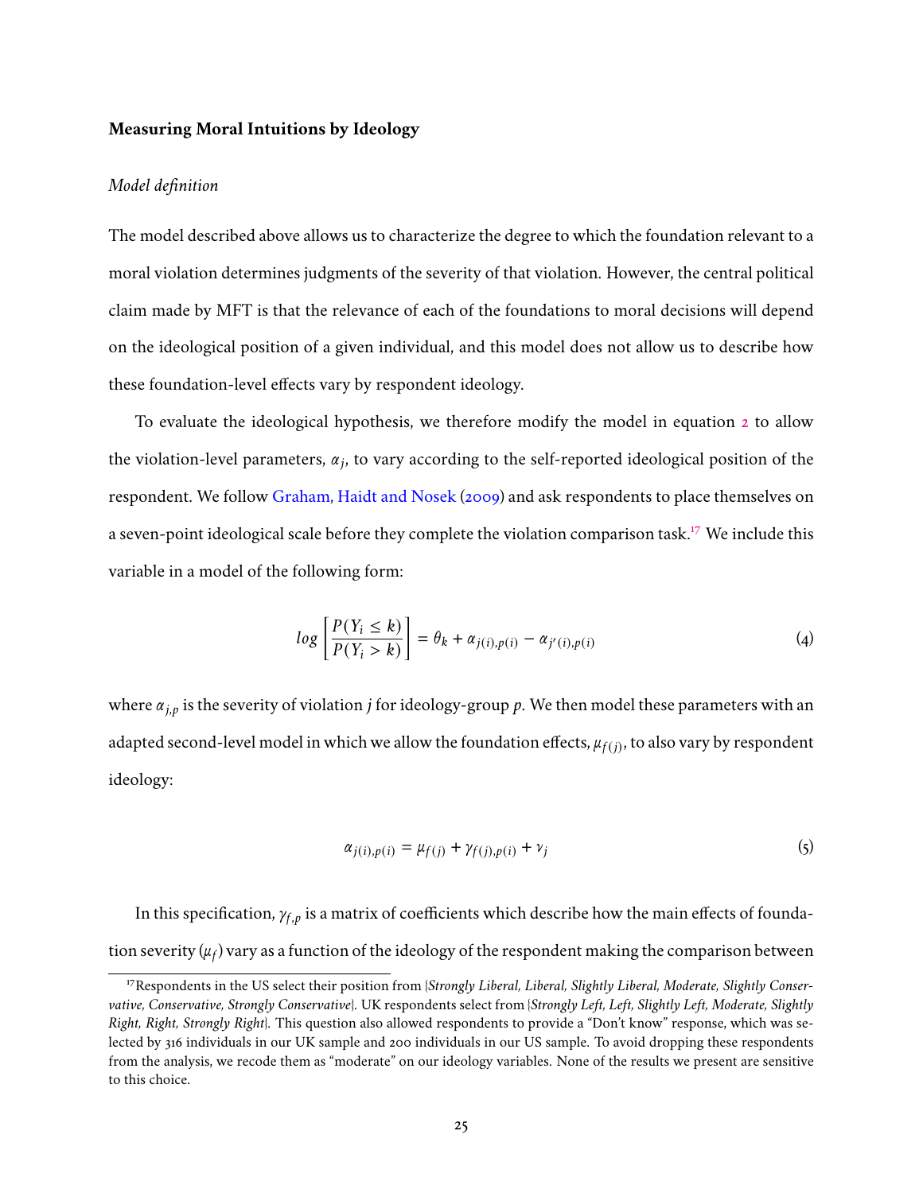### Measuring Moral Intuitions by Ideology

#### *Model definition*

The model described above allows us to characterize the degree to which the foundation relevant to a moral violation determines judgments of the severity of that violation. However, the central political claim made by MFT is that the relevance of each of the foundations to moral decisions will depend on the ideological position of a given individual, and this model does not allow us to describe how these foundation-level effects vary by respondent ideology.

To evaluate the ideological hypothesis, we therefore modify the model in equation 2 to allow the violation-level parameters, $\alpha_j$, to vary according to the self-reported ideological position of the respondent. We follow Graham, Haidt and Nosek (2009) and ask respondents to place themselves on a seven-point ideological scale before they complete the violation comparison task.[17] We include this variable in a model of the following form:

$$log\left[\frac{P(Y_i \leq k)}{P(Y_i > k)}\right] = \theta_k + \alpha_{j(i),p(i)} - \alpha_{j'(i),p(i)} \tag{4}$$

where $\alpha_{j,p}$ is the severity of violation $j$ for ideology-group $p$. We then model these parameters with an adapted second-level model in which we allow the foundation effects, $\mu_{f(j)}$, to also vary by respondent ideology:

$$\alpha_{j(i),p(i)} = \mu_{f(j)} + \gamma_{f(j),p(i)} + \nu_j \tag{5}$$

In this specification, $\gamma_{f,p}$ is a matrix of coefficients which describe how the main effects of foundation severity ($\mu_f$) vary as a function of the ideology of the respondent making the comparison between

[17] Respondents in the US select their position from {*Strongly Liberal, Liberal, Slightly Liberal, Moderate, Slightly Conservative, Conservative, Strongly Conservative*}. UK respondents select from {*Strongly Left, Left, Slightly Left, Moderate, Slightly Right, Right, Strongly Right*}. This question also allowed respondents to provide a "Don't know" response, which was selected by 316 individuals in our UK sample and 200 individuals in our US sample. To avoid dropping these respondents from the analysis, we recode them as "moderate" on our ideology variables. None of the results we present are sensitive to this choice.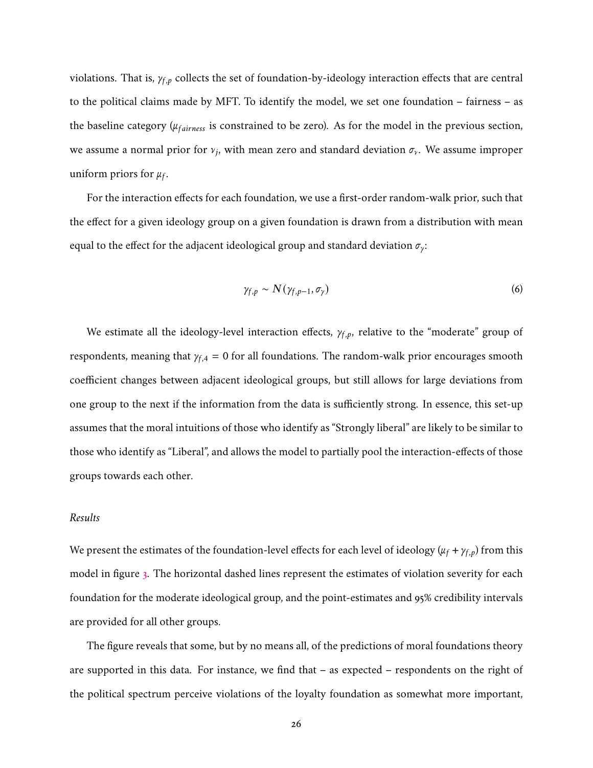violations. That is, $\gamma_{f,p}$ collects the set of foundation-by-ideology interaction effects that are central to the political claims made by MFT. To identify the model, we set one foundation – fairness – as the baseline category ($\mu_{fairness}$ is constrained to be zero). As for the model in the previous section, we assume a normal prior for $\nu_j$, with mean zero and standard deviation $\sigma_\nu$. We assume improper uniform priors for $\mu_f$.

For the interaction effects for each foundation, we use a first-order random-walk prior, such that the effect for a given ideology group on a given foundation is drawn from a distribution with mean equal to the effect for the adjacent ideological group and standard deviation $\sigma_\gamma$:

$$\gamma_{f,p} \sim N(\gamma_{f,p-1}, \sigma_\gamma) \tag{6}$$

We estimate all the ideology-level interaction effects, $\gamma_{f,p}$, relative to the "moderate" group of respondents, meaning that $\gamma_{f,4} = 0$ for all foundations. The random-walk prior encourages smooth coefficient changes between adjacent ideological groups, but still allows for large deviations from one group to the next if the information from the data is sufficiently strong. In essence, this set-up assumes that the moral intuitions of those who identify as "Strongly liberal" are likely to be similar to those who identify as "Liberal", and allows the model to partially pool the interaction-effects of those groups towards each other.

*Results*

We present the estimates of the foundation-level effects for each level of ideology ($\mu_f + \gamma_{f,p}$) from this model in figure 3. The horizontal dashed lines represent the estimates of violation severity for each foundation for the moderate ideological group, and the point-estimates and 95% credibility intervals are provided for all other groups.

The figure reveals that some, but by no means all, of the predictions of moral foundations theory are supported in this data. For instance, we find that – as expected – respondents on the right of the political spectrum perceive violations of the loyalty foundation as somewhat more important,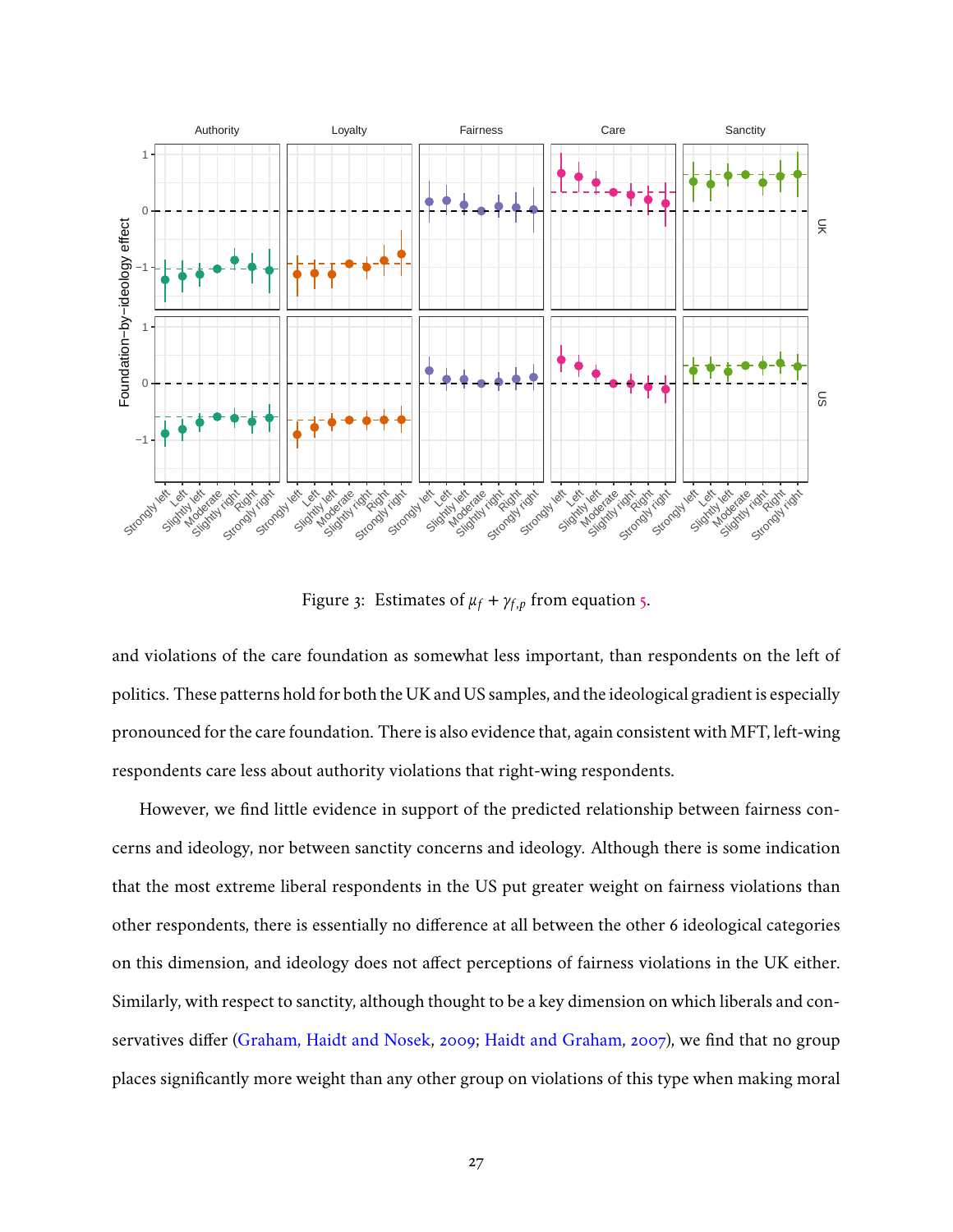Figure 3: Estimates of $\mu_f + \gamma_{f,p}$ from equation 5.

and violations of the care foundation as somewhat less important, than respondents on the left of politics. These patterns hold for both the UK and US samples, and the ideological gradient is especially pronounced for the care foundation. There is also evidence that, again consistent with MFT, left-wing respondents care less about authority violations that right-wing respondents.

However, we find little evidence in support of the predicted relationship between fairness concerns and ideology, nor between sanctity concerns and ideology. Although there is some indication that the most extreme liberal respondents in the US put greater weight on fairness violations than other respondents, there is essentially no difference at all between the other 6 ideological categories on this dimension, and ideology does not affect perceptions of fairness violations in the UK either. Similarly, with respect to sanctity, although thought to be a key dimension on which liberals and conservatives differ (Graham, Haidt and Nosek, 2009; Haidt and Graham, 2007), we find that no group places significantly more weight than any other group on violations of this type when making moral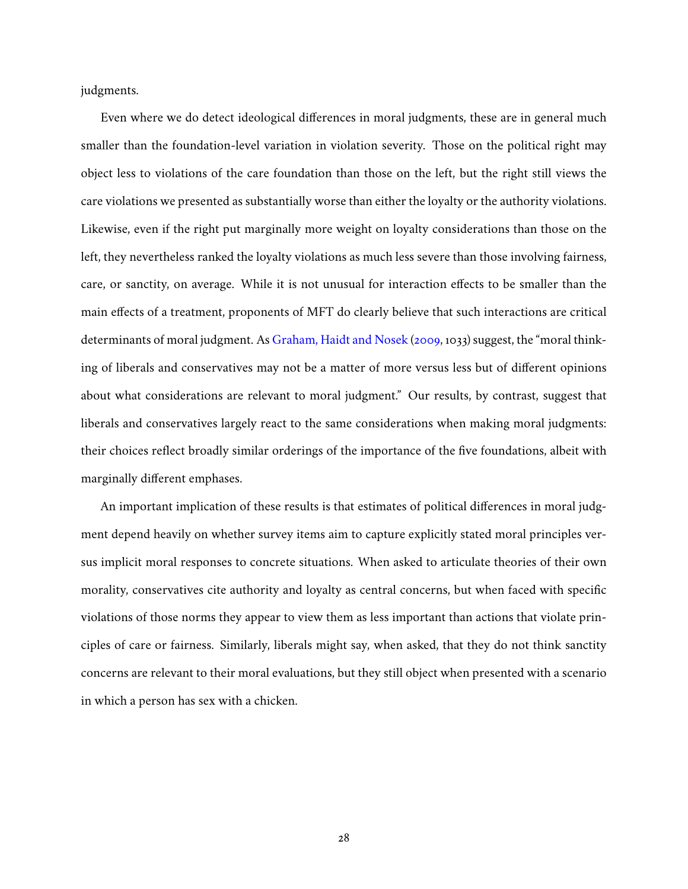judgments.

Even where we do detect ideological differences in moral judgments, these are in general much smaller than the foundation-level variation in violation severity. Those on the political right may object less to violations of the care foundation than those on the left, but the right still views the care violations we presented as substantially worse than either the loyalty or the authority violations. Likewise, even if the right put marginally more weight on loyalty considerations than those on the left, they nevertheless ranked the loyalty violations as much less severe than those involving fairness, care, or sanctity, on average. While it is not unusual for interaction effects to be smaller than the main effects of a treatment, proponents of MFT do clearly believe that such interactions are critical determinants of moral judgment. As Graham, Haidt and Nosek (2009, 1033) suggest, the "moral thinking of liberals and conservatives may not be a matter of more versus less but of different opinions about what considerations are relevant to moral judgment." Our results, by contrast, suggest that liberals and conservatives largely react to the same considerations when making moral judgments: their choices reflect broadly similar orderings of the importance of the five foundations, albeit with marginally different emphases.

An important implication of these results is that estimates of political differences in moral judgment depend heavily on whether survey items aim to capture explicitly stated moral principles versus implicit moral responses to concrete situations. When asked to articulate theories of their own morality, conservatives cite authority and loyalty as central concerns, but when faced with specific violations of those norms they appear to view them as less important than actions that violate principles of care or fairness. Similarly, liberals might say, when asked, that they do not think sanctity concerns are relevant to their moral evaluations, but they still object when presented with a scenario in which a person has sex with a chicken.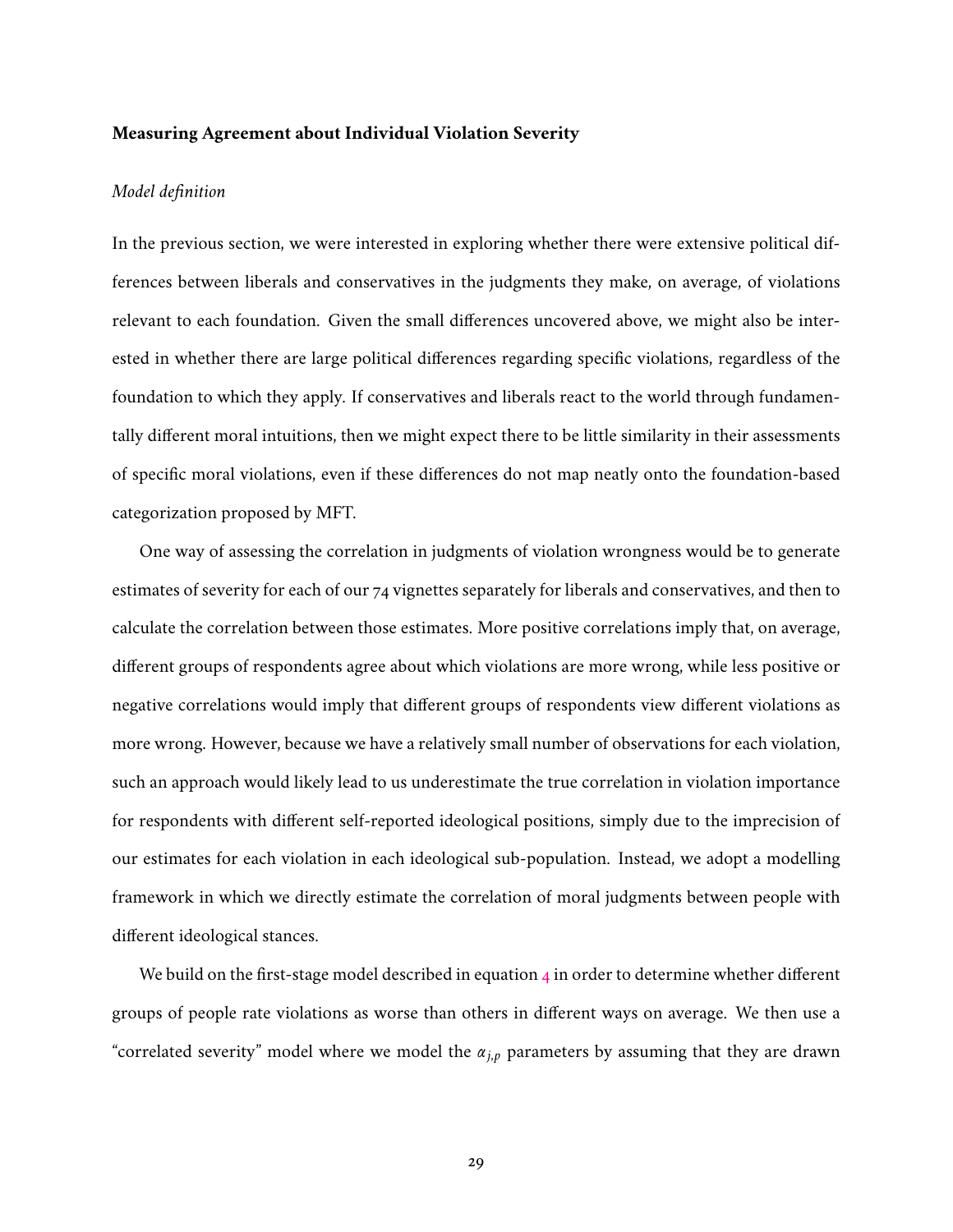### Measuring Agreement about Individual Violation Severity

*Model definition*

In the previous section, we were interested in exploring whether there were extensive political differences between liberals and conservatives in the judgments they make, on average, of violations relevant to each foundation. Given the small differences uncovered above, we might also be interested in whether there are large political differences regarding specific violations, regardless of the foundation to which they apply. If conservatives and liberals react to the world through fundamentally different moral intuitions, then we might expect there to be little similarity in their assessments of specific moral violations, even if these differences do not map neatly onto the foundation-based categorization proposed by MFT.

One way of assessing the correlation in judgments of violation wrongness would be to generate estimates of severity for each of our 74 vignettes separately for liberals and conservatives, and then to calculate the correlation between those estimates. More positive correlations imply that, on average, different groups of respondents agree about which violations are more wrong, while less positive or negative correlations would imply that different groups of respondents view different violations as more wrong. However, because we have a relatively small number of observations for each violation, such an approach would likely lead to us underestimate the true correlation in violation importance for respondents with different self-reported ideological positions, simply due to the imprecision of our estimates for each violation in each ideological sub-population. Instead, we adopt a modelling framework in which we directly estimate the correlation of moral judgments between people with different ideological stances.

We build on the first-stage model described in equation 4 in order to determine whether different groups of people rate violations as worse than others in different ways on average. We then use a "correlated severity" model where we model the $\alpha_{j,p}$ parameters by assuming that they are drawn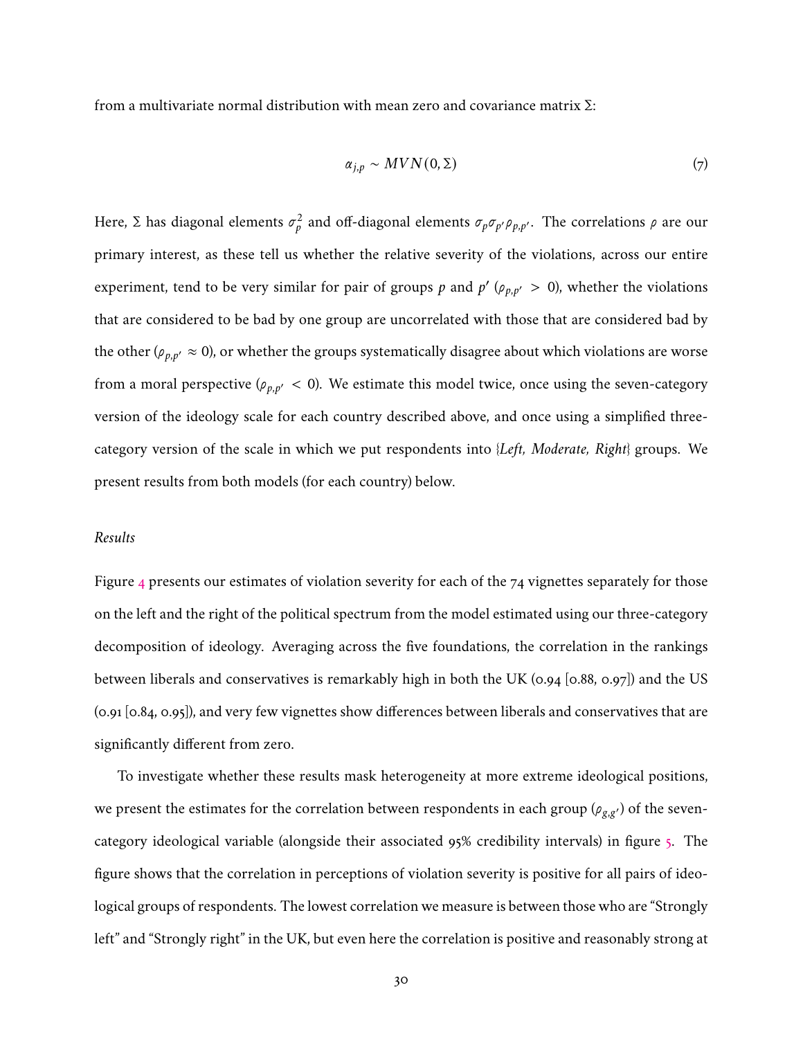from a multivariate normal distribution with mean zero and covariance matrix $\Sigma$:

$$\alpha_{j,p} \sim MVN(0, \Sigma) \tag{7}$$

Here, $\Sigma$ has diagonal elements $\sigma_p^2$ and off-diagonal elements $\sigma_p \sigma_{p'} \rho_{p,p'}$. The correlations $\rho$ are our primary interest, as these tell us whether the relative severity of the violations, across our entire experiment, tend to be very similar for pair of groups $p$ and $p'$ ($\rho_{p,p'} > 0$), whether the violations that are considered to be bad by one group are uncorrelated with those that are considered bad by the other ($\rho_{p,p'} \approx 0$), or whether the groups systematically disagree about which violations are worse from a moral perspective ($\rho_{p,p'} < 0$). We estimate this model twice, once using the seven-category version of the ideology scale for each country described above, and once using a simplified three-category version of the scale in which we put respondents into {*Left, Moderate, Right*} groups. We present results from both models (for each country) below.

*Results*

Figure 4 presents our estimates of violation severity for each of the 74 vignettes separately for those on the left and the right of the political spectrum from the model estimated using our three-category decomposition of ideology. Averaging across the five foundations, the correlation in the rankings between liberals and conservatives is remarkably high in both the UK (0.94 [0.88, 0.97]) and the US (0.91 [0.84, 0.95]), and very few vignettes show differences between liberals and conservatives that are significantly different from zero.

To investigate whether these results mask heterogeneity at more extreme ideological positions, we present the estimates for the correlation between respondents in each group ($\rho_{g,g'}$) of the seven-category ideological variable (alongside their associated 95% credibility intervals) in figure 5. The figure shows that the correlation in perceptions of violation severity is positive for all pairs of ideological groups of respondents. The lowest correlation we measure is between those who are "Strongly left" and "Strongly right" in the UK, but even here the correlation is positive and reasonably strong at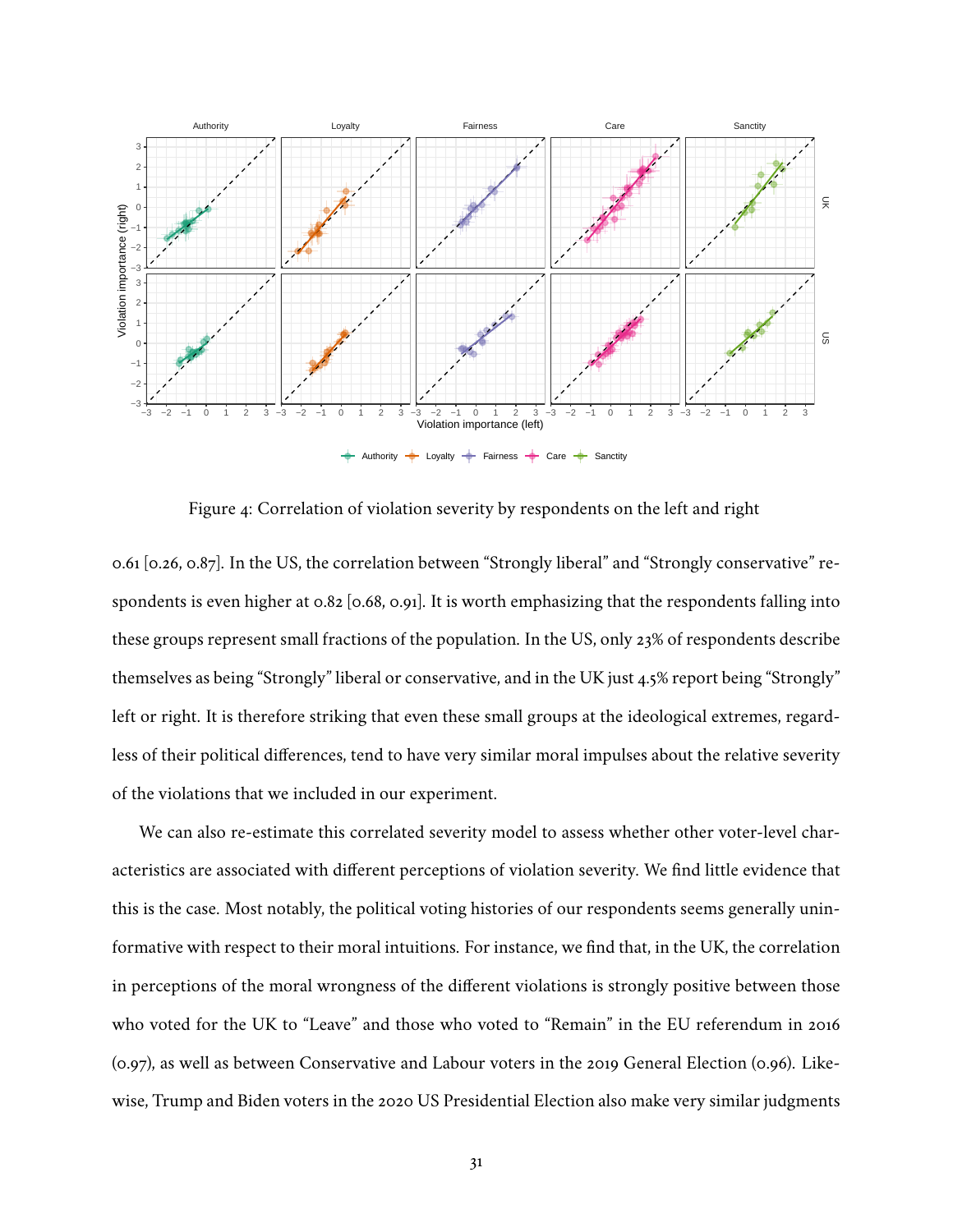Figure 4: Correlation of violation severity by respondents on the left and right

0.61 [0.26, 0.87]. In the US, the correlation between "Strongly liberal" and "Strongly conservative" respondents is even higher at 0.82 [0.68, 0.91]. It is worth emphasizing that the respondents falling into these groups represent small fractions of the population. In the US, only 23% of respondents describe themselves as being "Strongly" liberal or conservative, and in the UK just 4.5% report being "Strongly" left or right. It is therefore striking that even these small groups at the ideological extremes, regardless of their political differences, tend to have very similar moral impulses about the relative severity of the violations that we included in our experiment.

We can also re-estimate this correlated severity model to assess whether other voter-level characteristics are associated with different perceptions of violation severity. We find little evidence that this is the case. Most notably, the political voting histories of our respondents seems generally uninformative with respect to their moral intuitions. For instance, we find that, in the UK, the correlation in perceptions of the moral wrongness of the different violations is strongly positive between those who voted for the UK to "Leave" and those who voted to "Remain" in the EU referendum in 2016 (0.97), as well as between Conservative and Labour voters in the 2019 General Election (0.96). Likewise, Trump and Biden voters in the 2020 US Presidential Election also make very similar judgments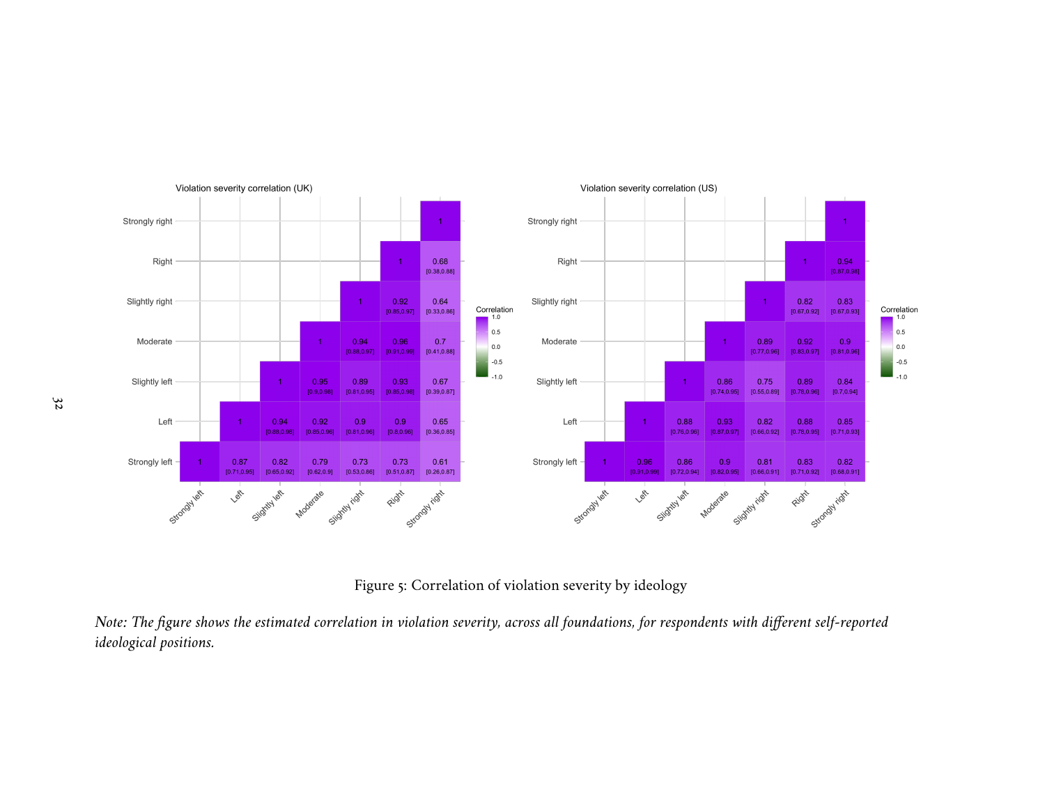Figure 5: Correlation of violation severity by ideology

*Note: The figure shows the estimated correlation in violation severity, across all foundations, for respondents with different self-reported ideological positions.*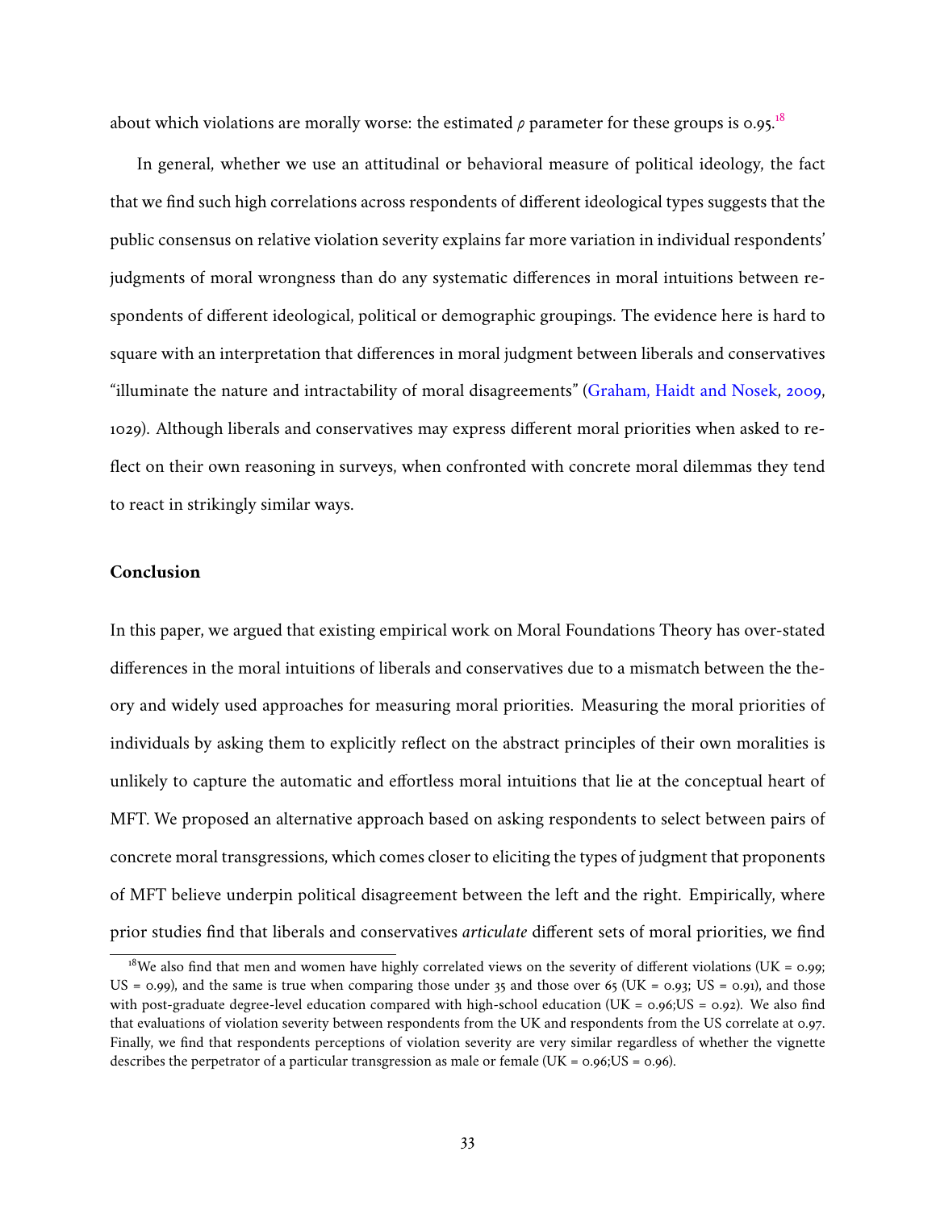about which violations are morally worse: the estimated $\rho$ parameter for these groups is 0.95.[18]

In general, whether we use an attitudinal or behavioral measure of political ideology, the fact that we find such high correlations across respondents of different ideological types suggests that the public consensus on relative violation severity explains far more variation in individual respondents' judgments of moral wrongness than do any systematic differences in moral intuitions between respondents of different ideological, political or demographic groupings. The evidence here is hard to square with an interpretation that differences in moral judgment between liberals and conservatives "illuminate the nature and intractability of moral disagreements" (Graham, Haidt and Nosek, 2009, 1029). Although liberals and conservatives may express different moral priorities when asked to reflect on their own reasoning in surveys, when confronted with concrete moral dilemmas they tend to react in strikingly similar ways.

## Conclusion

In this paper, we argued that existing empirical work on Moral Foundations Theory has over-stated differences in the moral intuitions of liberals and conservatives due to a mismatch between the theory and widely used approaches for measuring moral priorities. Measuring the moral priorities of individuals by asking them to explicitly reflect on the abstract principles of their own moralities is unlikely to capture the automatic and effortless moral intuitions that lie at the conceptual heart of MFT. We proposed an alternative approach based on asking respondents to select between pairs of concrete moral transgressions, which comes closer to eliciting the types of judgment that proponents of MFT believe underpin political disagreement between the left and the right. Empirically, where prior studies find that liberals and conservatives *articulate* different sets of moral priorities, we find

[18] We also find that men and women have highly correlated views on the severity of different violations (UK = 0.99; US = 0.99), and the same is true when comparing those under 35 and those over 65 (UK = 0.93; US = 0.91), and those with post-graduate degree-level education compared with high-school education (UK = 0.96;US = 0.92). We also find that evaluations of violation severity between respondents from the UK and respondents from the US correlate at 0.97. Finally, we find that respondents perceptions of violation severity are very similar regardless of whether the vignette describes the perpetrator of a particular transgression as male or female (UK = 0.96;US = 0.96).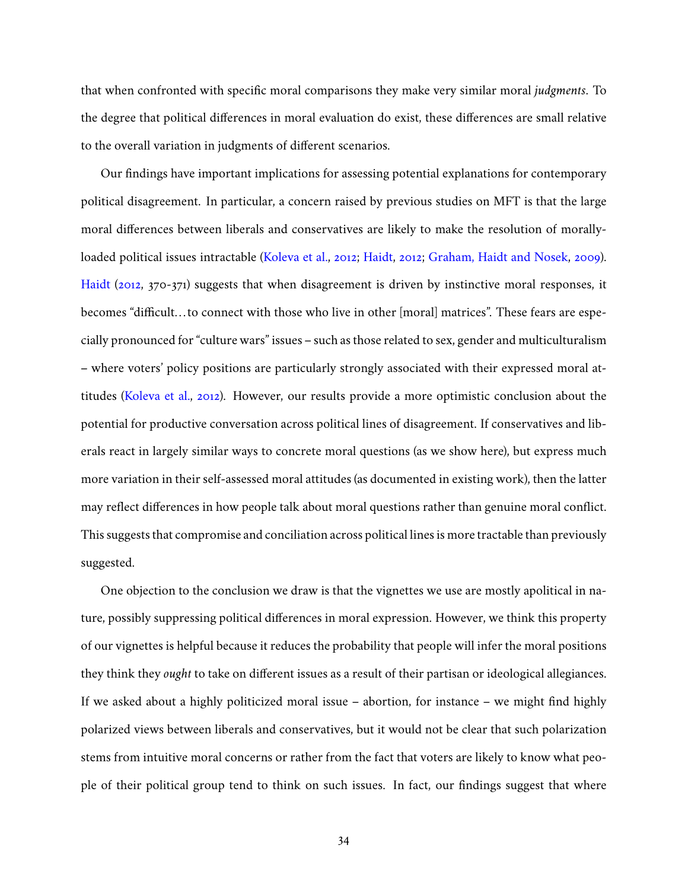that when confronted with specific moral comparisons they make very similar moral *judgments*. To the degree that political differences in moral evaluation do exist, these differences are small relative to the overall variation in judgments of different scenarios.

Our findings have important implications for assessing potential explanations for contemporary political disagreement. In particular, a concern raised by previous studies on MFT is that the large moral differences between liberals and conservatives are likely to make the resolution of morally-loaded political issues intractable (Koleva et al., 2012; Haidt, 2012; Graham, Haidt and Nosek, 2009). Haidt (2012, 370-371) suggests that when disagreement is driven by instinctive moral responses, it becomes "difficult…to connect with those who live in other [moral] matrices". These fears are especially pronounced for "culture wars" issues – such as those related to sex, gender and multiculturalism – where voters' policy positions are particularly strongly associated with their expressed moral attitudes (Koleva et al., 2012). However, our results provide a more optimistic conclusion about the potential for productive conversation across political lines of disagreement. If conservatives and liberals react in largely similar ways to concrete moral questions (as we show here), but express much more variation in their self-assessed moral attitudes (as documented in existing work), then the latter may reflect differences in how people talk about moral questions rather than genuine moral conflict. This suggests that compromise and conciliation across political lines is more tractable than previously suggested.

One objection to the conclusion we draw is that the vignettes we use are mostly apolitical in nature, possibly suppressing political differences in moral expression. However, we think this property of our vignettes is helpful because it reduces the probability that people will infer the moral positions they think they *ought* to take on different issues as a result of their partisan or ideological allegiances. If we asked about a highly politicized moral issue – abortion, for instance – we might find highly polarized views between liberals and conservatives, but it would not be clear that such polarization stems from intuitive moral concerns or rather from the fact that voters are likely to know what people of their political group tend to think on such issues. In fact, our findings suggest that where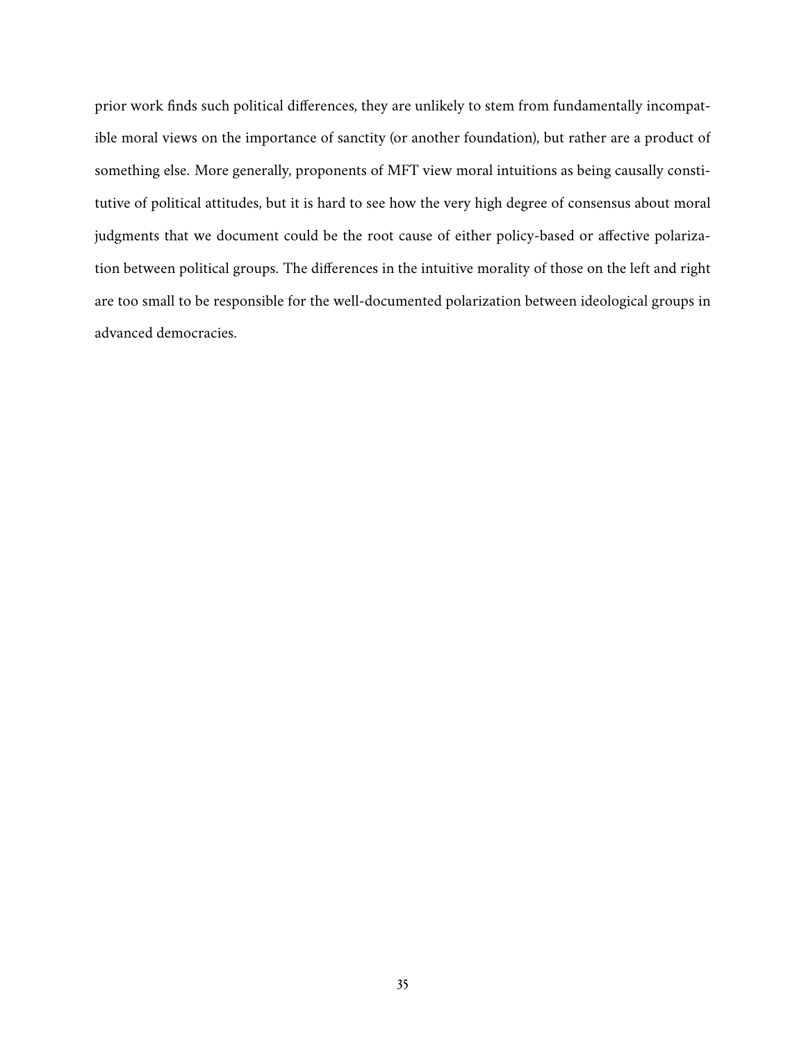prior work finds such political differences, they are unlikely to stem from fundamentally incompatible moral views on the importance of sanctity (or another foundation), but rather are a product of something else. More generally, proponents of MFT view moral intuitions as being causally constitutive of political attitudes, but it is hard to see how the very high degree of consensus about moral judgments that we document could be the root cause of either policy-based or affective polarization between political groups. The differences in the intuitive morality of those on the left and right are too small to be responsible for the well-documented polarization between ideological groups in advanced democracies.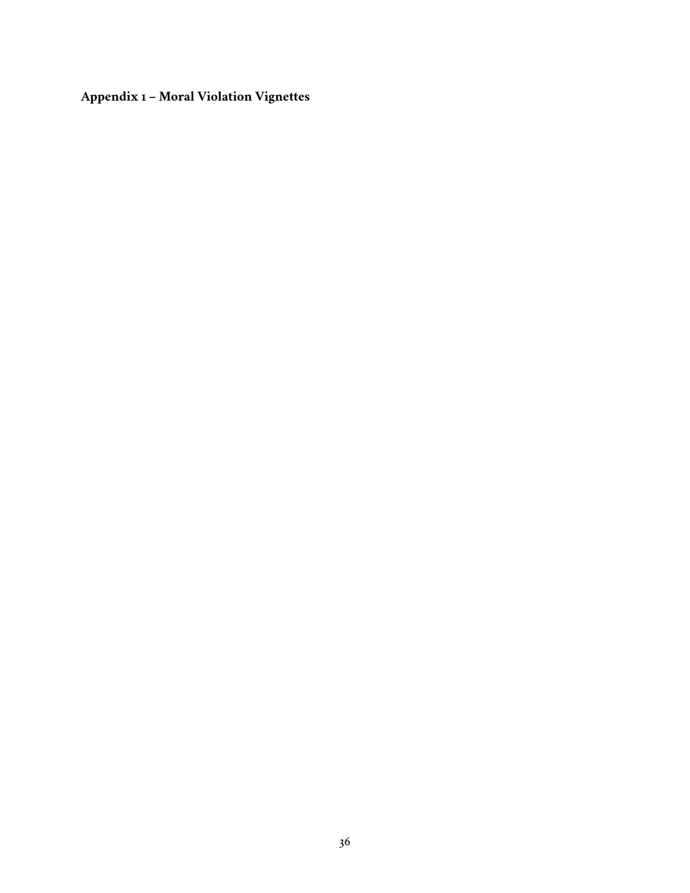## Appendix 1 – Moral Violation Vignettes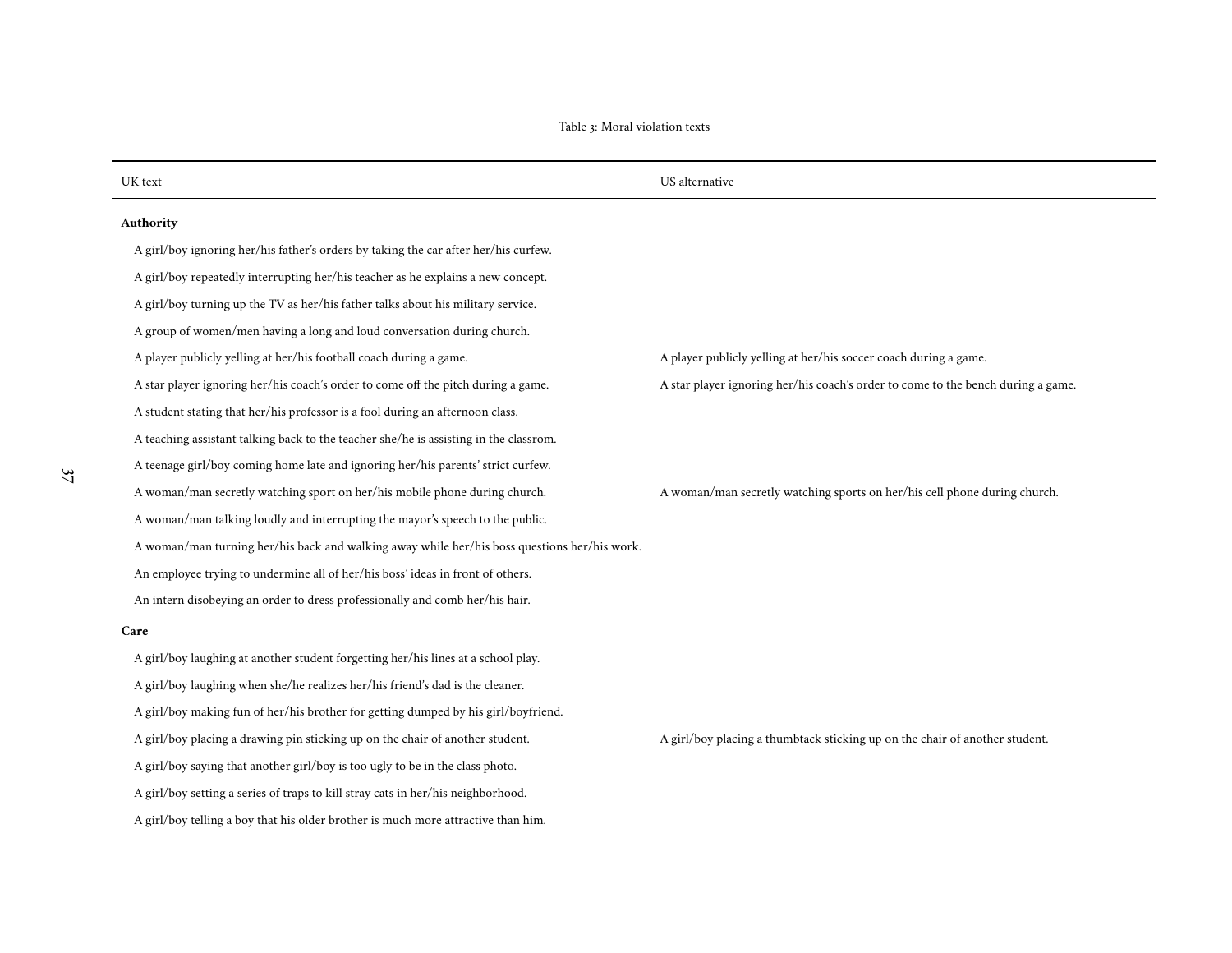Table 3: Moral violation texts

| UK text | US alternative |
| --- | --- |
| **Authority** | |
| A girl/boy ignoring her/his father's orders by taking the car after her/his curfew. | |
| A girl/boy repeatedly interrupting her/his teacher as he explains a new concept. | |
| A girl/boy turning up the TV as her/his father talks about his military service. | |
| A group of women/men having a long and loud conversation during church. | |
| A player publicly yelling at her/his football coach during a game. | A player publicly yelling at her/his soccer coach during a game. |
| A star player ignoring her/his coach's order to come off the pitch during a game. | A star player ignoring her/his coach's order to come to the bench during a game. |
| A student stating that her/his professor is a fool during an afternoon class. | |
| A teaching assistant talking back to the teacher she/he is assisting in the classrom. | |
| A teenage girl/boy coming home late and ignoring her/his parents' strict curfew. | |
| A woman/man secretly watching sport on her/his mobile phone during church. | A woman/man secretly watching sports on her/his cell phone during church. |
| A woman/man talking loudly and interrupting the mayor's speech to the public. | |
| A woman/man turning her/his back and walking away while her/his boss questions her/his work. | |
| An employee trying to undermine all of her/his boss' ideas in front of others. | |
| An intern disobeying an order to dress professionally and comb her/his hair. | |
| **Care** | |
| A girl/boy laughing at another student forgetting her/his lines at a school play. | |
| A girl/boy laughing when she/he realizes her/his friend's dad is the cleaner. | |
| A girl/boy making fun of her/his brother for getting dumped by his girl/boyfriend. | |
| A girl/boy placing a drawing pin sticking up on the chair of another student. | A girl/boy placing a thumbtack sticking up on the chair of another student. |
| A girl/boy saying that another girl/boy is too ugly to be in the class photo. | |
| A girl/boy setting a series of traps to kill stray cats in her/his neighborhood. | |
| A girl/boy telling a boy that his older brother is much more attractive than him. | |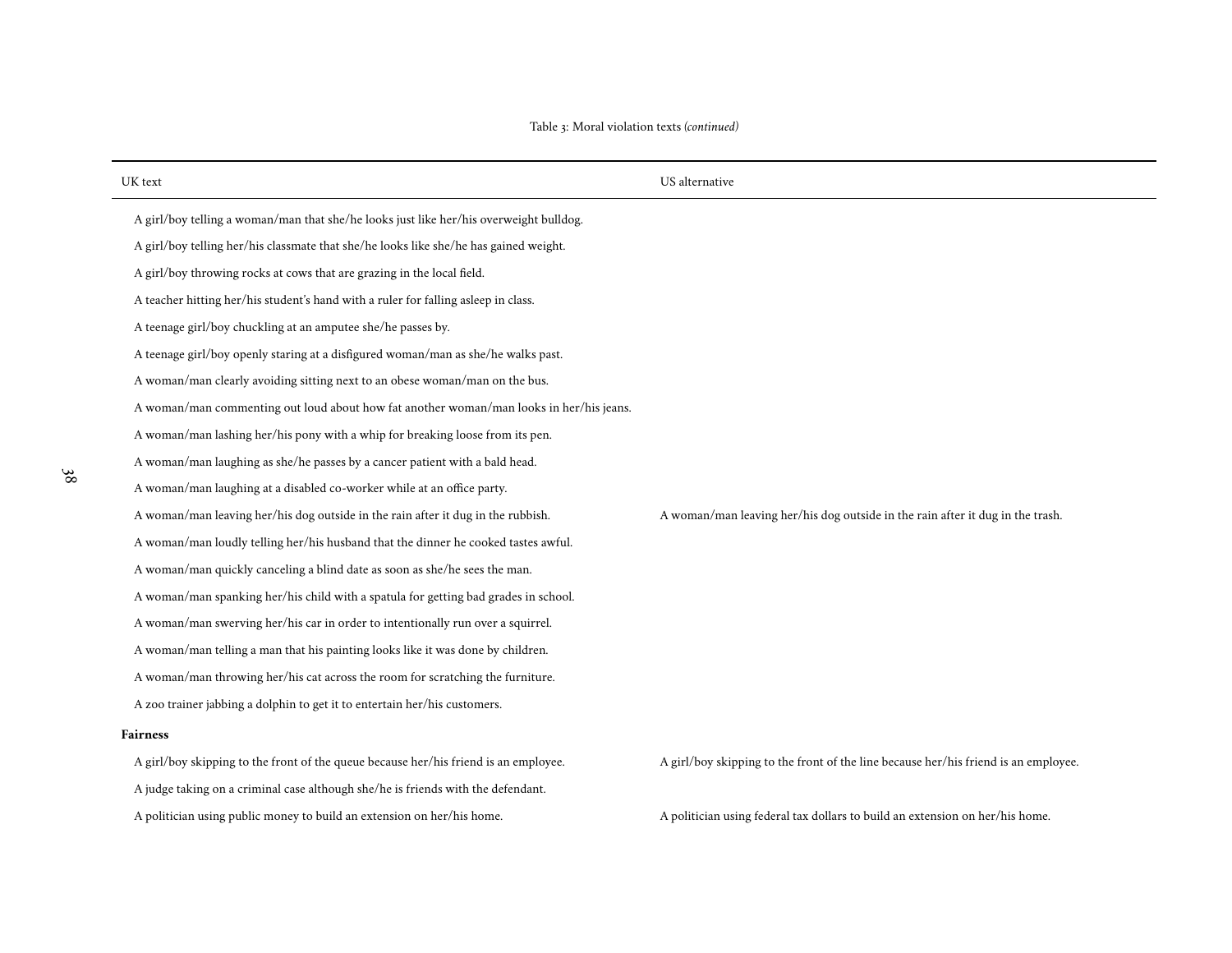Table 3: Moral violation texts *(continued)*

| UK text | US alternative |
|---|---|
| A girl/boy telling a woman/man that she/he looks just like her/his overweight bulldog. | |
| A girl/boy telling her/his classmate that she/he looks like she/he has gained weight. | |
| A girl/boy throwing rocks at cows that are grazing in the local field. | |
| A teacher hitting her/his student's hand with a ruler for falling asleep in class. | |
| A teenage girl/boy chuckling at an amputee she/he passes by. | |
| A teenage girl/boy openly staring at a disfigured woman/man as she/he walks past. | |
| A woman/man clearly avoiding sitting next to an obese woman/man on the bus. | |
| A woman/man commenting out loud about how fat another woman/man looks in her/his jeans. | |
| A woman/man lashing her/his pony with a whip for breaking loose from its pen. | |
| A woman/man laughing as she/he passes by a cancer patient with a bald head. | |
| A woman/man laughing at a disabled co-worker while at an office party. | |
| A woman/man leaving her/his dog outside in the rain after it dug in the rubbish. | A woman/man leaving her/his dog outside in the rain after it dug in the trash. |
| A woman/man loudly telling her/his husband that the dinner he cooked tastes awful. | |
| A woman/man quickly canceling a blind date as soon as she/he sees the man. | |
| A woman/man spanking her/his child with a spatula for getting bad grades in school. | |
| A woman/man swerving her/his car in order to intentionally run over a squirrel. | |
| A woman/man telling a man that his painting looks like it was done by children. | |
| A woman/man throwing her/his cat across the room for scratching the furniture. | |
| A zoo trainer jabbing a dolphin to get it to entertain her/his customers. | |
| **Fairness** | |
| A girl/boy skipping to the front of the queue because her/his friend is an employee. | A girl/boy skipping to the front of the line because her/his friend is an employee. |
| A judge taking on a criminal case although she/he is friends with the defendant. | |
| A politician using public money to build an extension on her/his home. | A politician using federal tax dollars to build an extension on her/his home. |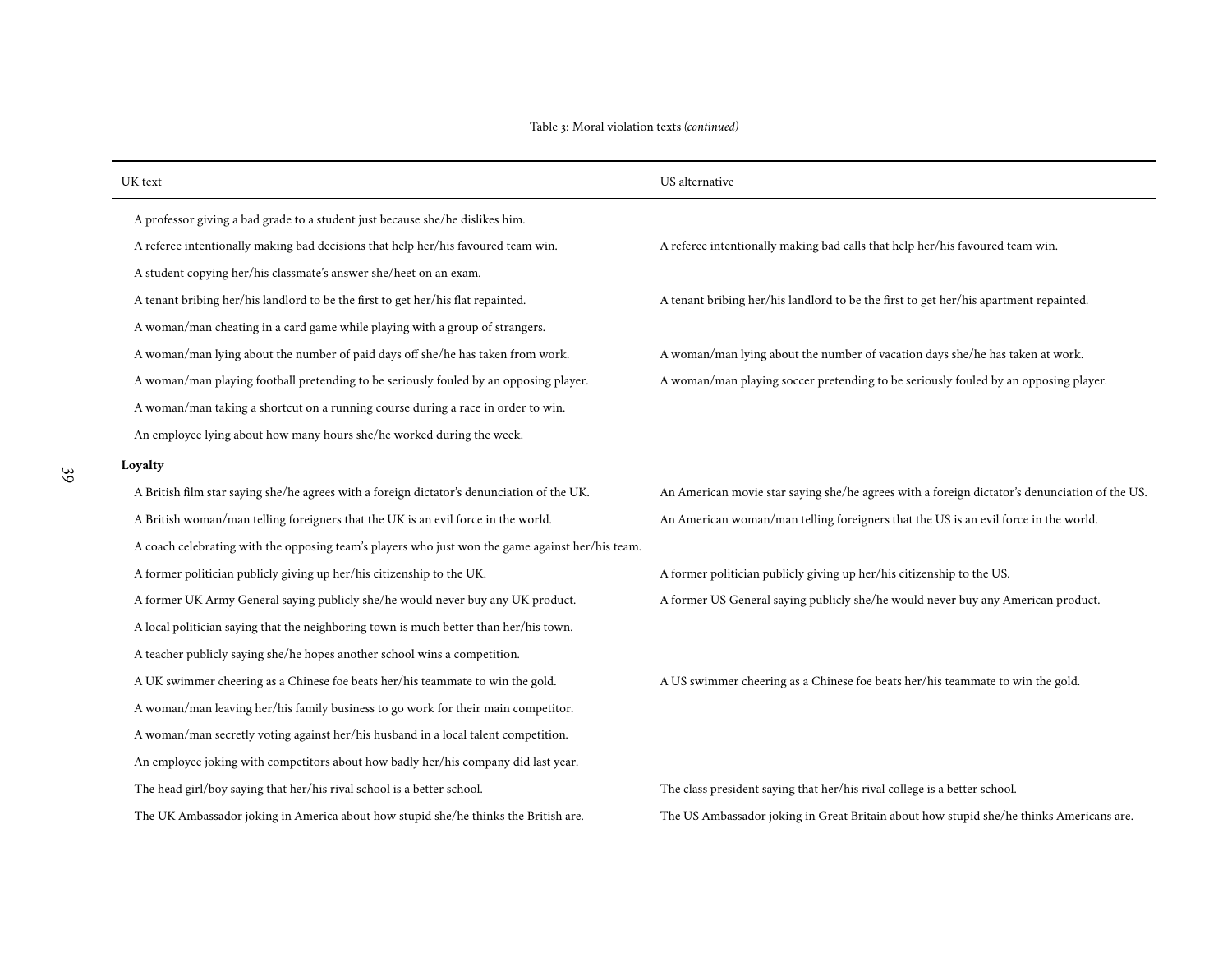Table 3: Moral violation texts *(continued)*

| UK text | US alternative |
|---|---|
| A professor giving a bad grade to a student just because she/he dislikes him. | |
| A referee intentionally making bad decisions that help her/his favoured team win. | A referee intentionally making bad calls that help her/his favoured team win. |
| A student copying her/his classmate's answer she/heet on an exam. | |
| A tenant bribing her/his landlord to be the first to get her/his flat repainted. | A tenant bribing her/his landlord to be the first to get her/his apartment repainted. |
| A woman/man cheating in a card game while playing with a group of strangers. | |
| A woman/man lying about the number of paid days off she/he has taken from work. | A woman/man lying about the number of vacation days she/he has taken at work. |
| A woman/man playing football pretending to be seriously fouled by an opposing player. | A woman/man playing soccer pretending to be seriously fouled by an opposing player. |
| A woman/man taking a shortcut on a running course during a race in order to win. | |
| An employee lying about how many hours she/he worked during the week. | |
| **Loyalty** | |
| A British film star saying she/he agrees with a foreign dictator's denunciation of the UK. | An American movie star saying she/he agrees with a foreign dictator's denunciation of the US. |
| A British woman/man telling foreigners that the UK is an evil force in the world. | An American woman/man telling foreigners that the US is an evil force in the world. |
| A coach celebrating with the opposing team's players who just won the game against her/his team. | |
| A former politician publicly giving up her/his citizenship to the UK. | A former politician publicly giving up her/his citizenship to the US. |
| A former UK Army General saying publicly she/he would never buy any UK product. | A former US General saying publicly she/he would never buy any American product. |
| A local politician saying that the neighboring town is much better than her/his town. | |
| A teacher publicly saying she/he hopes another school wins a competition. | |
| A UK swimmer cheering as a Chinese foe beats her/his teammate to win the gold. | A US swimmer cheering as a Chinese foe beats her/his teammate to win the gold. |
| A woman/man leaving her/his family business to go work for their main competitor. | |
| A woman/man secretly voting against her/his husband in a local talent competition. | |
| An employee joking with competitors about how badly her/his company did last year. | |
| The head girl/boy saying that her/his rival school is a better school. | The class president saying that her/his rival college is a better school. |
| The UK Ambassador joking in America about how stupid she/he thinks the British are. | The US Ambassador joking in Great Britain about how stupid she/he thinks Americans are. |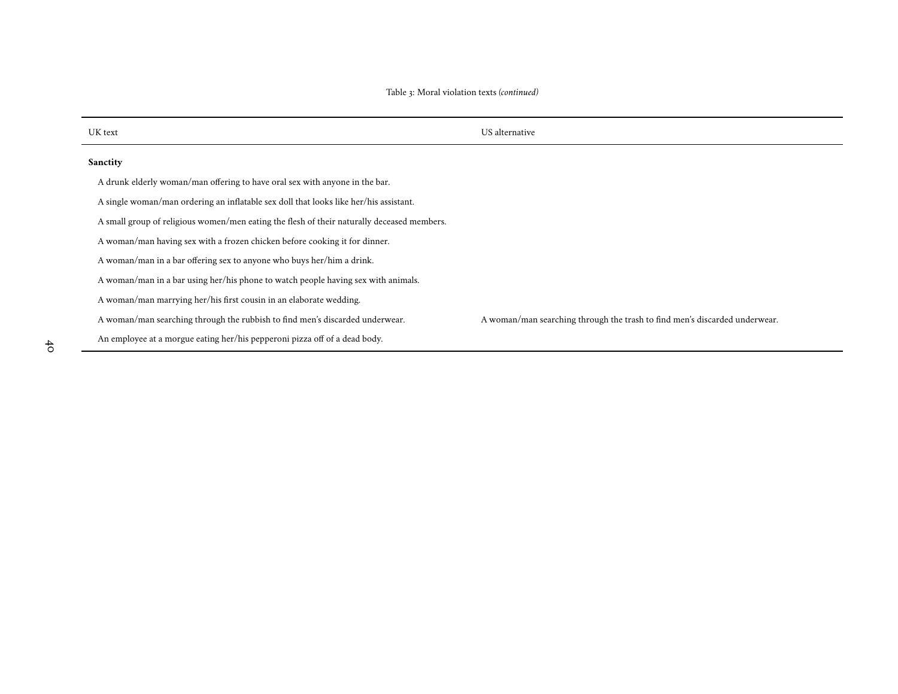Table 3: Moral violation texts *(continued)*

| UK text | US alternative |
| --- | --- |
| **Sanctity** | |
| A drunk elderly woman/man offering to have oral sex with anyone in the bar. | |
| A single woman/man ordering an inflatable sex doll that looks like her/his assistant. | |
| A small group of religious women/men eating the flesh of their naturally deceased members. | |
| A woman/man having sex with a frozen chicken before cooking it for dinner. | |
| A woman/man in a bar offering sex to anyone who buys her/him a drink. | |
| A woman/man in a bar using her/his phone to watch people having sex with animals. | |
| A woman/man marrying her/his first cousin in an elaborate wedding. | |
| A woman/man searching through the rubbish to find men's discarded underwear. | A woman/man searching through the trash to find men's discarded underwear. |
| An employee at a morgue eating her/his pepperoni pizza off of a dead body. | |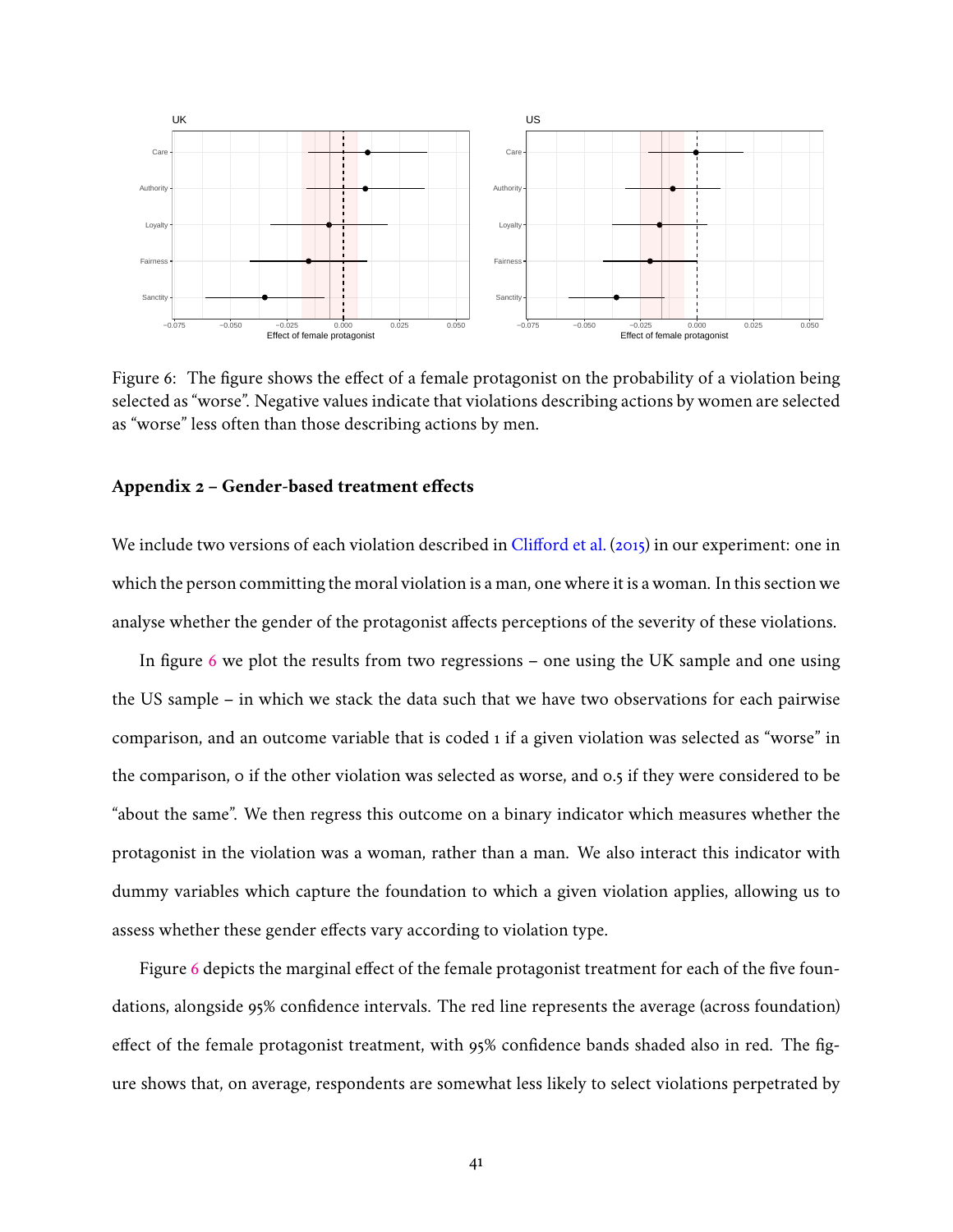Figure 6: The figure shows the effect of a female protagonist on the probability of a violation being selected as "worse". Negative values indicate that violations describing actions by women are selected as "worse" less often than those describing actions by men.

## Appendix 2 – Gender-based treatment effects

We include two versions of each violation described in Clifford et al. (2015) in our experiment: one in which the person committing the moral violation is a man, one where it is a woman. In this section we analyse whether the gender of the protagonist affects perceptions of the severity of these violations.

In figure 6 we plot the results from two regressions – one using the UK sample and one using the US sample – in which we stack the data such that we have two observations for each pairwise comparison, and an outcome variable that is coded 1 if a given violation was selected as "worse" in the comparison, 0 if the other violation was selected as worse, and 0.5 if they were considered to be "about the same". We then regress this outcome on a binary indicator which measures whether the protagonist in the violation was a woman, rather than a man. We also interact this indicator with dummy variables which capture the foundation to which a given violation applies, allowing us to assess whether these gender effects vary according to violation type.

Figure 6 depicts the marginal effect of the female protagonist treatment for each of the five foundations, alongside 95% confidence intervals. The red line represents the average (across foundation) effect of the female protagonist treatment, with 95% confidence bands shaded also in red. The figure shows that, on average, respondents are somewhat less likely to select violations perpetrated by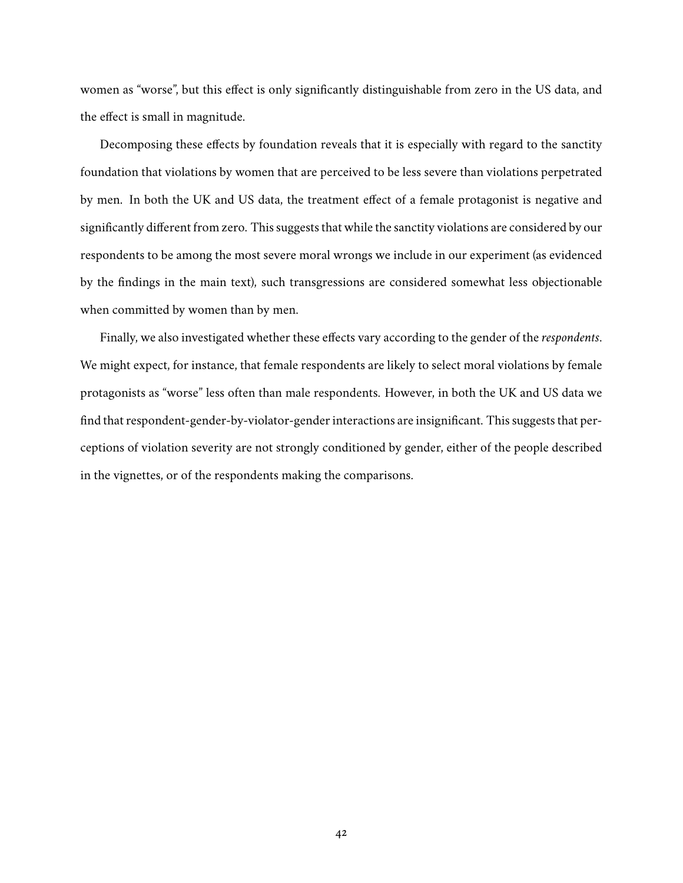women as "worse", but this effect is only significantly distinguishable from zero in the US data, and the effect is small in magnitude.

Decomposing these effects by foundation reveals that it is especially with regard to the sanctity foundation that violations by women that are perceived to be less severe than violations perpetrated by men. In both the UK and US data, the treatment effect of a female protagonist is negative and significantly different from zero. This suggests that while the sanctity violations are considered by our respondents to be among the most severe moral wrongs we include in our experiment (as evidenced by the findings in the main text), such transgressions are considered somewhat less objectionable when committed by women than by men.

Finally, we also investigated whether these effects vary according to the gender of the *respondents*. We might expect, for instance, that female respondents are likely to select moral violations by female protagonists as "worse" less often than male respondents. However, in both the UK and US data we find that respondent-gender-by-violator-gender interactions are insignificant. This suggests that perceptions of violation severity are not strongly conditioned by gender, either of the people described in the vignettes, or of the respondents making the comparisons.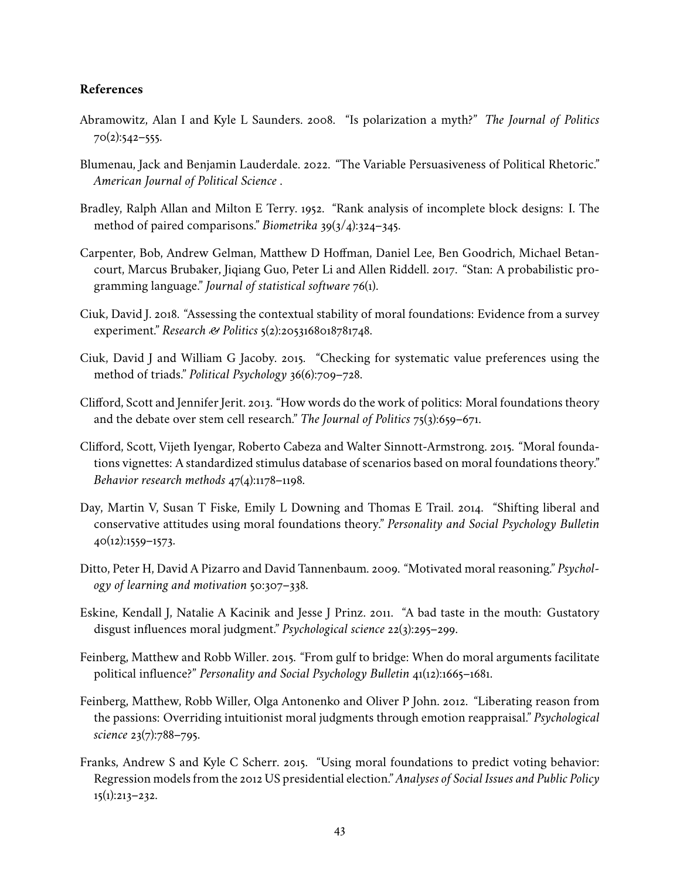### References

Abramowitz, Alan I and Kyle L Saunders. 2008. "Is polarization a myth?" *The Journal of Politics* 70(2):542–555.

Blumenau, Jack and Benjamin Lauderdale. 2022. "The Variable Persuasiveness of Political Rhetoric." *American Journal of Political Science* .

Bradley, Ralph Allan and Milton E Terry. 1952. "Rank analysis of incomplete block designs: I. The method of paired comparisons." *Biometrika* 39(3/4):324–345.

Carpenter, Bob, Andrew Gelman, Matthew D Hoffman, Daniel Lee, Ben Goodrich, Michael Betancourt, Marcus Brubaker, Jiqiang Guo, Peter Li and Allen Riddell. 2017. "Stan: A probabilistic programming language." *Journal of statistical software* 76(1).

Ciuk, David J. 2018. "Assessing the contextual stability of moral foundations: Evidence from a survey experiment." *Research & Politics* 5(2):2053168018781748.

Ciuk, David J and William G Jacoby. 2015. "Checking for systematic value preferences using the method of triads." *Political Psychology* 36(6):709–728.

Clifford, Scott and Jennifer Jerit. 2013. "How words do the work of politics: Moral foundations theory and the debate over stem cell research." *The Journal of Politics* 75(3):659–671.

Clifford, Scott, Vijeth Iyengar, Roberto Cabeza and Walter Sinnott-Armstrong. 2015. "Moral foundations vignettes: A standardized stimulus database of scenarios based on moral foundations theory." *Behavior research methods* 47(4):1178–1198.

Day, Martin V, Susan T Fiske, Emily L Downing and Thomas E Trail. 2014. "Shifting liberal and conservative attitudes using moral foundations theory." *Personality and Social Psychology Bulletin* 40(12):1559–1573.

Ditto, Peter H, David A Pizarro and David Tannenbaum. 2009. "Motivated moral reasoning." *Psychology of learning and motivation* 50:307–338.

Eskine, Kendall J, Natalie A Kacinik and Jesse J Prinz. 2011. "A bad taste in the mouth: Gustatory disgust influences moral judgment." *Psychological science* 22(3):295–299.

Feinberg, Matthew and Robb Willer. 2015. "From gulf to bridge: When do moral arguments facilitate political influence?" *Personality and Social Psychology Bulletin* 41(12):1665–1681.

Feinberg, Matthew, Robb Willer, Olga Antonenko and Oliver P John. 2012. "Liberating reason from the passions: Overriding intuitionist moral judgments through emotion reappraisal." *Psychological science* 23(7):788–795.

Franks, Andrew S and Kyle C Scherr. 2015. "Using moral foundations to predict voting behavior: Regression models from the 2012 US presidential election." *Analyses of Social Issues and Public Policy* 15(1):213–232.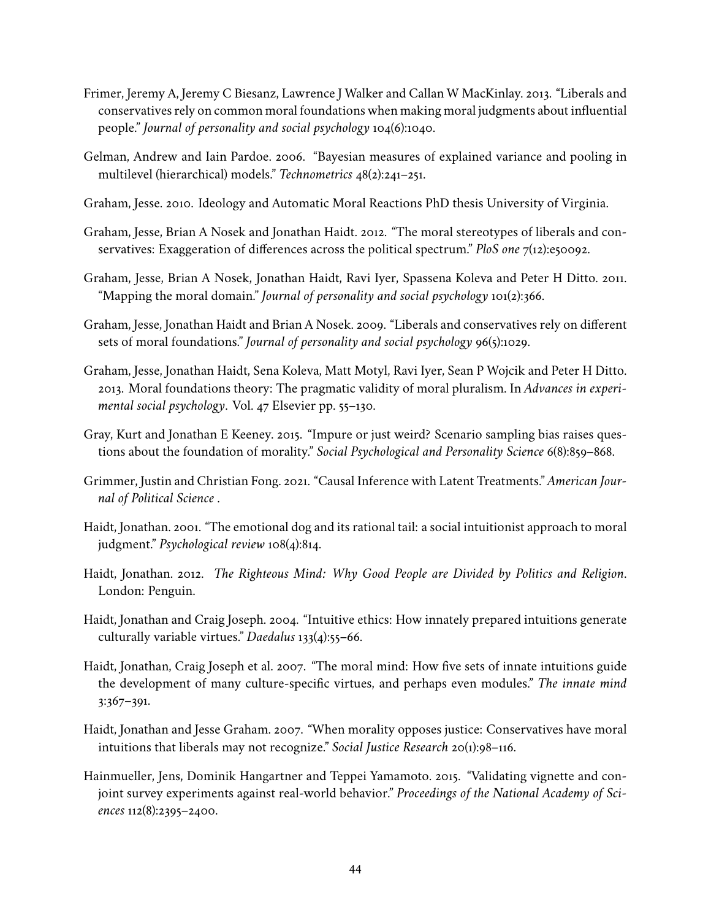Frimer, Jeremy A, Jeremy C Biesanz, Lawrence J Walker and Callan W MacKinlay. 2013. "Liberals and conservatives rely on common moral foundations when making moral judgments about influential people." *Journal of personality and social psychology* 104(6):1040.

Gelman, Andrew and Iain Pardoe. 2006. "Bayesian measures of explained variance and pooling in multilevel (hierarchical) models." *Technometrics* 48(2):241–251.

Graham, Jesse. 2010. Ideology and Automatic Moral Reactions PhD thesis University of Virginia.

Graham, Jesse, Brian A Nosek and Jonathan Haidt. 2012. "The moral stereotypes of liberals and conservatives: Exaggeration of differences across the political spectrum." *PloS one* 7(12):e50092.

Graham, Jesse, Brian A Nosek, Jonathan Haidt, Ravi Iyer, Spassena Koleva and Peter H Ditto. 2011. "Mapping the moral domain." *Journal of personality and social psychology* 101(2):366.

Graham, Jesse, Jonathan Haidt and Brian A Nosek. 2009. "Liberals and conservatives rely on different sets of moral foundations." *Journal of personality and social psychology* 96(5):1029.

Graham, Jesse, Jonathan Haidt, Sena Koleva, Matt Motyl, Ravi Iyer, Sean P Wojcik and Peter H Ditto. 2013. Moral foundations theory: The pragmatic validity of moral pluralism. In *Advances in experimental social psychology*. Vol. 47 Elsevier pp. 55–130.

Gray, Kurt and Jonathan E Keeney. 2015. "Impure or just weird? Scenario sampling bias raises questions about the foundation of morality." *Social Psychological and Personality Science* 6(8):859–868.

Grimmer, Justin and Christian Fong. 2021. "Causal Inference with Latent Treatments." *American Journal of Political Science* .

Haidt, Jonathan. 2001. "The emotional dog and its rational tail: a social intuitionist approach to moral judgment." *Psychological review* 108(4):814.

Haidt, Jonathan. 2012. *The Righteous Mind: Why Good People are Divided by Politics and Religion*. London: Penguin.

Haidt, Jonathan and Craig Joseph. 2004. "Intuitive ethics: How innately prepared intuitions generate culturally variable virtues." *Daedalus* 133(4):55–66.

Haidt, Jonathan, Craig Joseph et al. 2007. "The moral mind: How five sets of innate intuitions guide the development of many culture-specific virtues, and perhaps even modules." *The innate mind* 3:367–391.

Haidt, Jonathan and Jesse Graham. 2007. "When morality opposes justice: Conservatives have moral intuitions that liberals may not recognize." *Social Justice Research* 20(1):98–116.

Hainmueller, Jens, Dominik Hangartner and Teppei Yamamoto. 2015. "Validating vignette and conjoint survey experiments against real-world behavior." *Proceedings of the National Academy of Sciences* 112(8):2395–2400.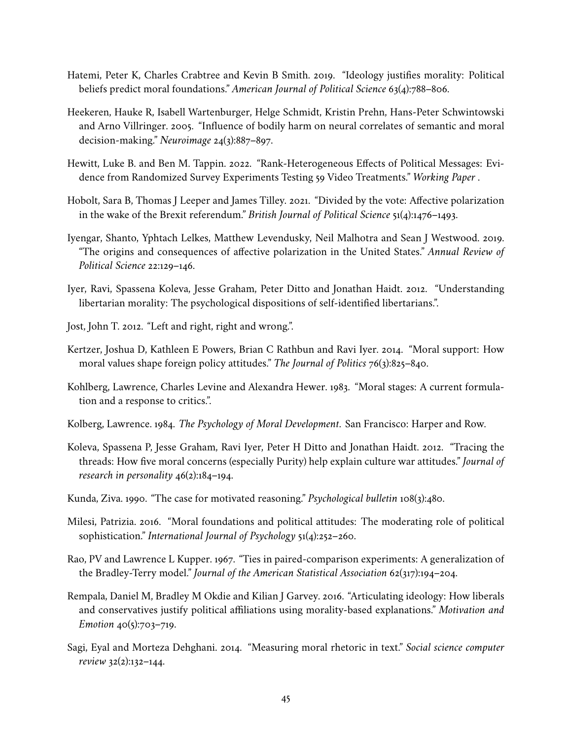Hatemi, Peter K, Charles Crabtree and Kevin B Smith. 2019. "Ideology justifies morality: Political beliefs predict moral foundations." *American Journal of Political Science* 63(4):788–806.

Heekeren, Hauke R, Isabell Wartenburger, Helge Schmidt, Kristin Prehn, Hans-Peter Schwintowski and Arno Villringer. 2005. "Influence of bodily harm on neural correlates of semantic and moral decision-making." *Neuroimage* 24(3):887–897.

Hewitt, Luke B. and Ben M. Tappin. 2022. "Rank-Heterogeneous Effects of Political Messages: Evidence from Randomized Survey Experiments Testing 59 Video Treatments." *Working Paper* .

Hobolt, Sara B, Thomas J Leeper and James Tilley. 2021. "Divided by the vote: Affective polarization in the wake of the Brexit referendum." *British Journal of Political Science* 51(4):1476–1493.

Iyengar, Shanto, Yphtach Lelkes, Matthew Levendusky, Neil Malhotra and Sean J Westwood. 2019. "The origins and consequences of affective polarization in the United States." *Annual Review of Political Science* 22:129–146.

Iyer, Ravi, Spassena Koleva, Jesse Graham, Peter Ditto and Jonathan Haidt. 2012. "Understanding libertarian morality: The psychological dispositions of self-identified libertarians.".

Jost, John T. 2012. "Left and right, right and wrong.".

Kertzer, Joshua D, Kathleen E Powers, Brian C Rathbun and Ravi Iyer. 2014. "Moral support: How moral values shape foreign policy attitudes." *The Journal of Politics* 76(3):825–840.

Kohlberg, Lawrence, Charles Levine and Alexandra Hewer. 1983. "Moral stages: A current formulation and a response to critics.".

Kolberg, Lawrence. 1984. *The Psychology of Moral Development*. San Francisco: Harper and Row.

Koleva, Spassena P, Jesse Graham, Ravi Iyer, Peter H Ditto and Jonathan Haidt. 2012. "Tracing the threads: How five moral concerns (especially Purity) help explain culture war attitudes." *Journal of research in personality* 46(2):184–194.

Kunda, Ziva. 1990. "The case for motivated reasoning." *Psychological bulletin* 108(3):480.

Milesi, Patrizia. 2016. "Moral foundations and political attitudes: The moderating role of political sophistication." *International Journal of Psychology* 51(4):252–260.

Rao, PV and Lawrence L Kupper. 1967. "Ties in paired-comparison experiments: A generalization of the Bradley-Terry model." *Journal of the American Statistical Association* 62(317):194–204.

Rempala, Daniel M, Bradley M Okdie and Kilian J Garvey. 2016. "Articulating ideology: How liberals and conservatives justify political affiliations using morality-based explanations." *Motivation and Emotion* 40(5):703–719.

Sagi, Eyal and Morteza Dehghani. 2014. "Measuring moral rhetoric in text." *Social science computer review* 32(2):132–144.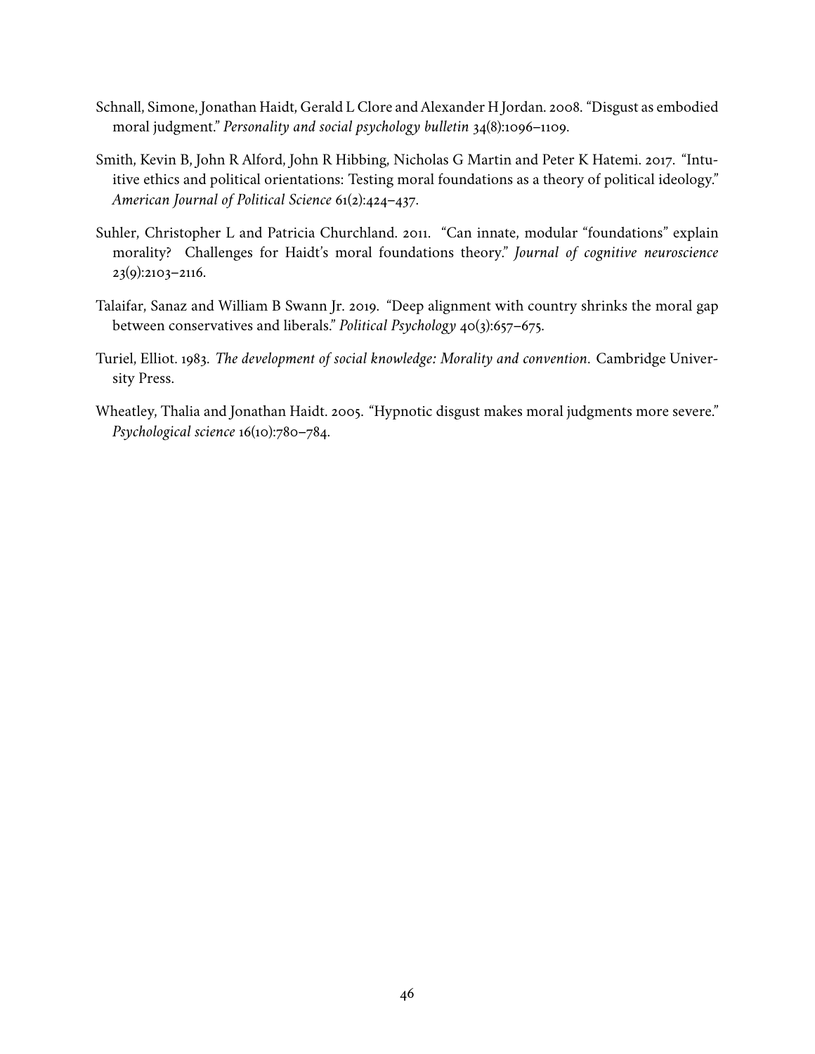Schnall, Simone, Jonathan Haidt, Gerald L Clore and Alexander H Jordan. 2008. "Disgust as embodied moral judgment." *Personality and social psychology bulletin* 34(8):1096–1109.

Smith, Kevin B, John R Alford, John R Hibbing, Nicholas G Martin and Peter K Hatemi. 2017. "Intuitive ethics and political orientations: Testing moral foundations as a theory of political ideology." *American Journal of Political Science* 61(2):424–437.

Suhler, Christopher L and Patricia Churchland. 2011. "Can innate, modular "foundations" explain morality? Challenges for Haidt's moral foundations theory." *Journal of cognitive neuroscience* 23(9):2103–2116.

Talaifar, Sanaz and William B Swann Jr. 2019. "Deep alignment with country shrinks the moral gap between conservatives and liberals." *Political Psychology* 40(3):657–675.

Turiel, Elliot. 1983. *The development of social knowledge: Morality and convention*. Cambridge University Press.

Wheatley, Thalia and Jonathan Haidt. 2005. "Hypnotic disgust makes moral judgments more severe." *Psychological science* 16(10):780–784.